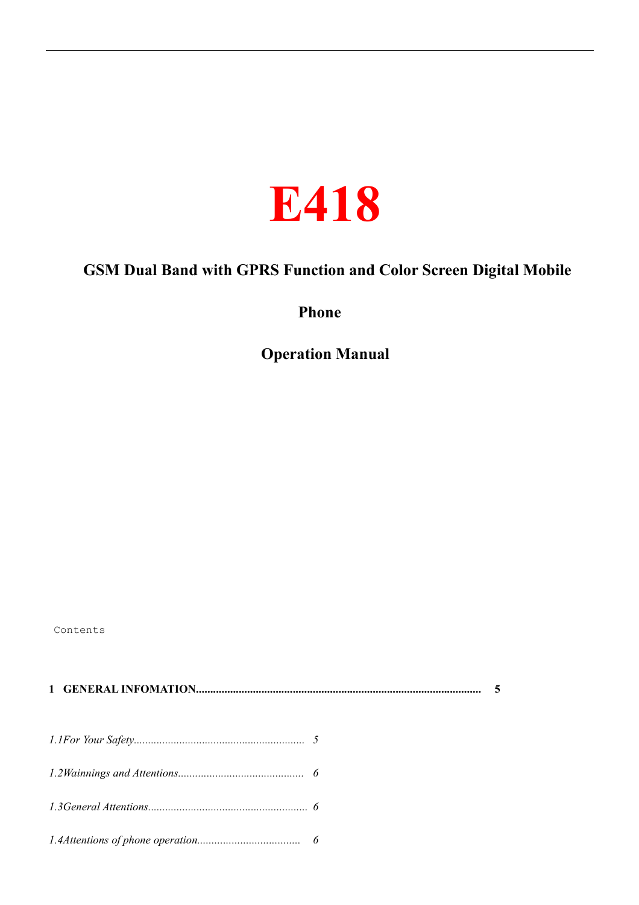# E418

**GSM Dual Band with GPRS Function and Color Screen Digital Mobile Phone**

**Operation Manual**

Contents

**1 GENERAL INFOMATION........................................................................................................ 5**

*1.1For Your Safety........................................................... 5*

*1.2Wainnings and Attentions........................................... 6*

*1.3General Attentions....................................................... 6*

*1.4Attentions of phone operation.................................... 6*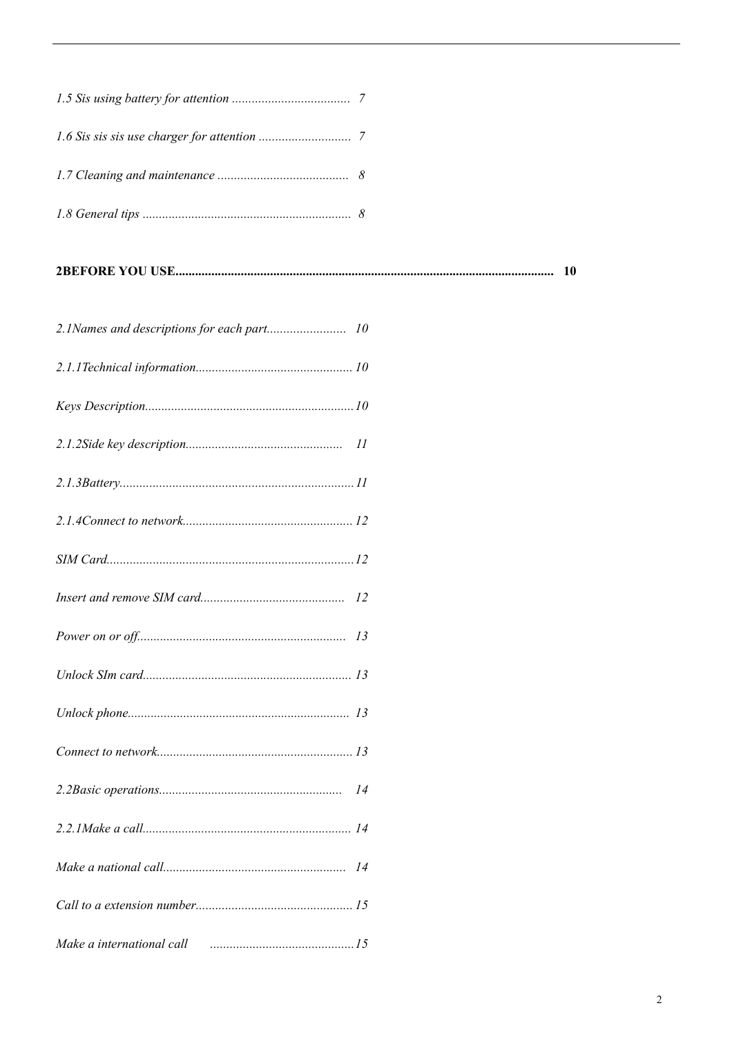*1.5 Sis using battery for attention .................................... 7*

*1.6 Sis sis sis use charger for attention ............................ 7*

*1.7 Cleaning and maintenance ........................................ 8*

*1.8 General tips ............................................................... 8*

**2BEFORE YOU USE.................................................................................................................. 10**

*2.1Names and descriptions for each part........................ 10*

*2.1.1Technical information................................................ 10*

*Keys Description.................................................................10*

*2.1.2Side key description................................................ 11*

*2.1.3Battery.......................................................................11*

*2.1.4Connect to network.................................................... 12*

*SIM Card...........................................................................12*

*Insert and remove SIM card............................................ 12*

*Power on or off................................................................ 13*

*Unlock SIm card................................................................ 13*

*Unlock phone.................................................................... 13*

*Connect to network............................................................ 13*

*2.2Basic operations........................................................ 14*

*2.2.1Make a call................................................................ 14*

*Make a national call........................................................ 14*

*Call to a extension number................................................ 15*

*Make a international call ............................................15*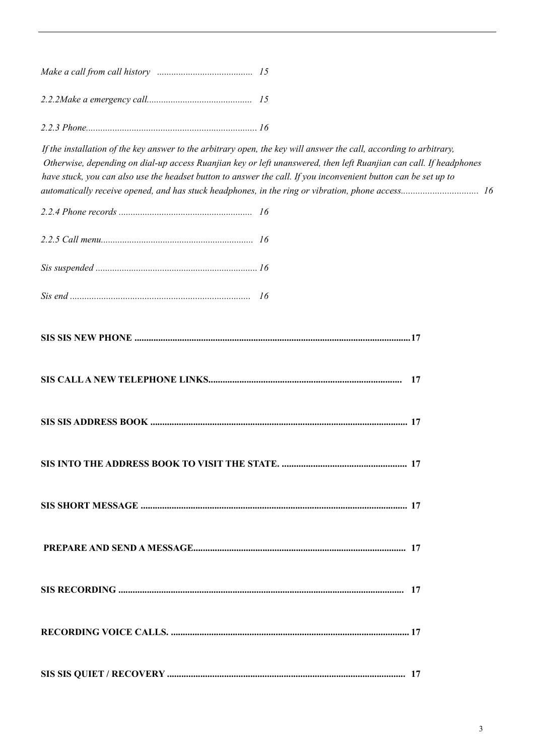*Make a call from call history ........................................ 15*

*2.2.2Make a emergency call........................................... 15*

*2.2.3 Phone....................................................................... 16*

*If the installation of the key answer to the arbitrary open, the key will answer the call, according to arbitrary, Otherwise, depending on dial-up access Ruanjian key or left unanswered, then left Ruanjian can call. If headphones have stuck, you can also use the headset button to answer the call. If you inconvenient button can be set up to automatically receive opened, and has stuck headphones, in the ring or vibration, phone access................................ 16*

*2.2.4 Phone records ........................................................ 16*

*2.2.5 Call menu................................................................ 16*

*Sis suspended ................................................................... 16*

*Sis end ........................................................................... 16*

**SIS SIS NEW PHONE ...................................................................................................................17**

**SIS CALL A NEW TELEPHONE LINKS................................................................................. 17**

**SIS SIS ADDRESS BOOK ........................................................................................................... 17**

**SIS INTO THE ADDRESS BOOK TO VISIT THE STATE. .................................................... 17**

**SIS SHORT MESSAGE ............................................................................................................... 17**

**PREPARE AND SEND A MESSAGE......................................................................................... 17**

**SIS RECORDING ....................................................................................................................... 17**

**RECORDING VOICE CALLS. ................................................................................................... 17**

**SIS SIS QUIET / RECOVERY .................................................................................................... 17**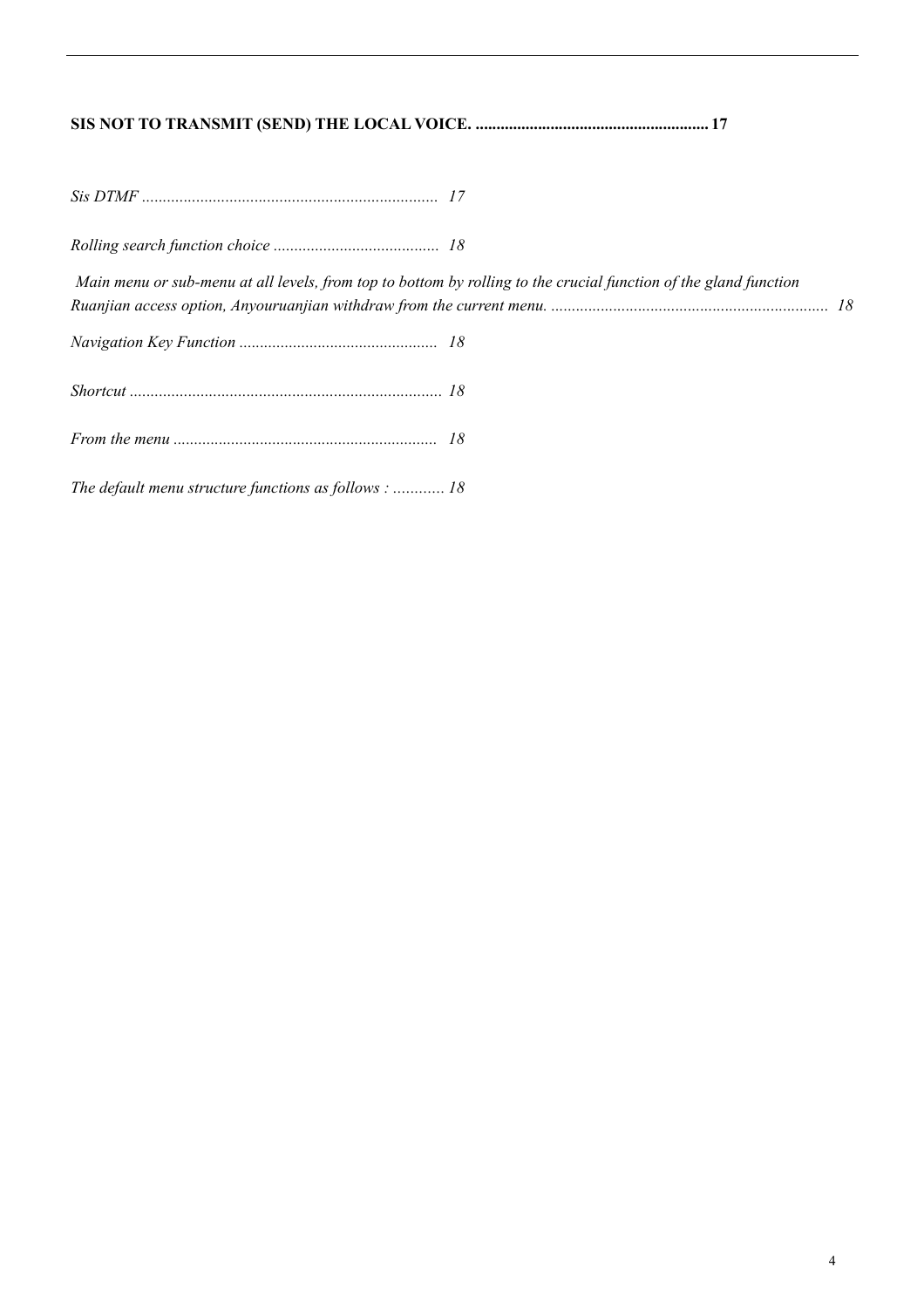**SIS NOT TO TRANSMIT (SEND) THE LOCAL VOICE. ........................................................ 17**

*Sis DTMF ...................................................................... 17*

*Rolling search function choice ........................................ 18*

*Main menu or sub-menu at all levels, from top to bottom by rolling to the crucial function of the gland function Ruanjian access option, Anyouruanjian withdraw from the current menu. .................................................................. 18*

*Navigation Key Function ................................................ 18*

*Shortcut .......................................................................... 18*

*From the menu ............................................................... 18*

*The default menu structure functions as follows : ............ 18*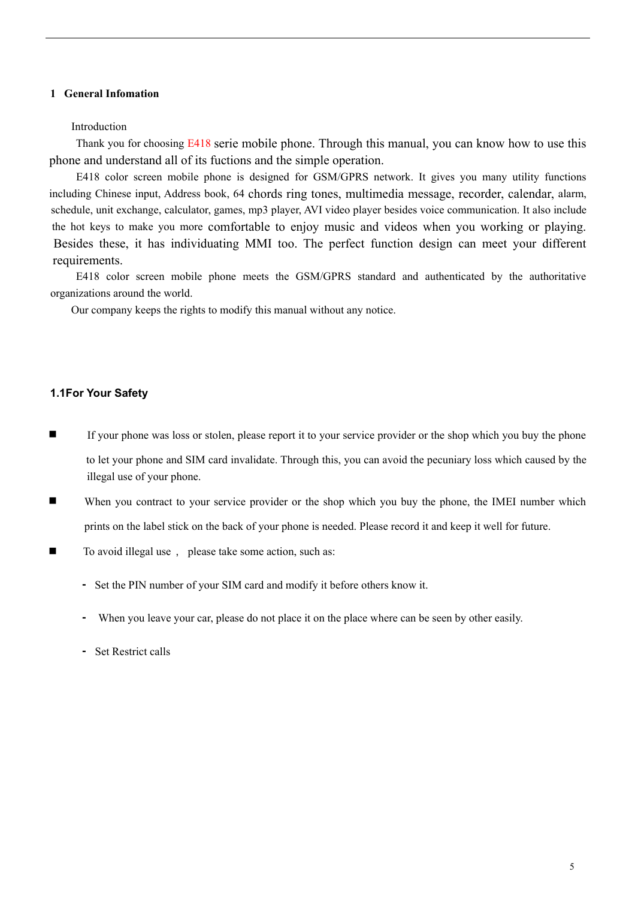## 1 General Infomation

Introduction

Thank you for choosing E418 serie mobile phone. Through this manual, you can know how to use this phone and understand all of its fuctions and the simple operation.

E418 color screen mobile phone is designed for GSM/GPRS network. It gives you many utility functions including Chinese input, Address book, 64 chords ring tones, multimedia message, recorder, calendar, alarm, schedule, unit exchange, calculator, games, mp3 player, AVI video player besides voice communication. It also include the hot keys to make you more comfortable to enjoy music and videos when you working or playing. Besides these, it has individuating MMI too. The perfect function design can meet your different requirements.

E418 color screen mobile phone meets the GSM/GPRS standard and authenticated by the authoritative organizations around the world.

Our company keeps the rights to modify this manual without any notice.

### 1.1For Your Safety

- If your phone was loss or stolen, please report it to your service provider or the shop which you buy the phone to let your phone and SIM card invalidate. Through this, you can avoid the pecuniary loss which caused by the illegal use of your phone.
- When you contract to your service provider or the shop which you buy the phone, the IMEI number which prints on the label stick on the back of your phone is needed. Please record it and keep it well for future.
- To avoid illegal use， please take some action, such as:
  - Set the PIN number of your SIM card and modify it before others know it.
  - When you leave your car, please do not place it on the place where can be seen by other easily.
  - Set Restrict calls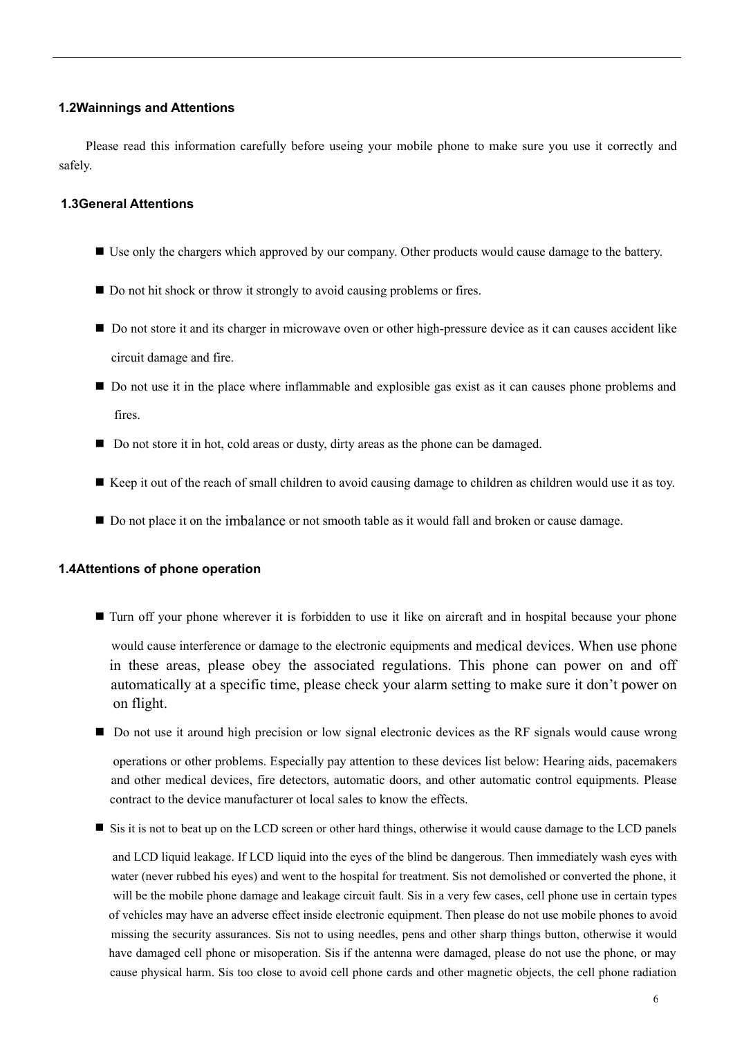## 1.2Wainnings and Attentions

Please read this information carefully before useing your mobile phone to make sure you use it correctly and safely.

## 1.3General Attentions

- Use only the chargers which approved by our company. Other products would cause damage to the battery.
- Do not hit shock or throw it strongly to avoid causing problems or fires.
- Do not store it and its charger in microwave oven or other high-pressure device as it can causes accident like circuit damage and fire.
- Do not use it in the place where inflammable and explosible gas exist as it can causes phone problems and fires.
- Do not store it in hot, cold areas or dusty, dirty areas as the phone can be damaged.
- Keep it out of the reach of small children to avoid causing damage to children as children would use it as toy.
- Do not place it on the imbalance or not smooth table as it would fall and broken or cause damage.

## 1.4Attentions of phone operation

- Turn off your phone wherever it is forbidden to use it like on aircraft and in hospital because your phone would cause interference or damage to the electronic equipments and medical devices. When use phone in these areas, please obey the associated regulations. This phone can power on and off automatically at a specific time, please check your alarm setting to make sure it don't power on on flight.
- Do not use it around high precision or low signal electronic devices as the RF signals would cause wrong operations or other problems. Especially pay attention to these devices list below: Hearing aids, pacemakers and other medical devices, fire detectors, automatic doors, and other automatic control equipments. Please contract to the device manufacturer ot local sales to know the effects.
- Sis it is not to beat up on the LCD screen or other hard things, otherwise it would cause damage to the LCD panels and LCD liquid leakage. If LCD liquid into the eyes of the blind be dangerous. Then immediately wash eyes with water (never rubbed his eyes) and went to the hospital for treatment. Sis not demolished or converted the phone, it will be the mobile phone damage and leakage circuit fault. Sis in a very few cases, cell phone use in certain types of vehicles may have an adverse effect inside electronic equipment. Then please do not use mobile phones to avoid missing the security assurances. Sis not to using needles, pens and other sharp things button, otherwise it would have damaged cell phone or misoperation. Sis if the antenna were damaged, please do not use the phone, or may cause physical harm. Sis too close to avoid cell phone cards and other magnetic objects, the cell phone radiation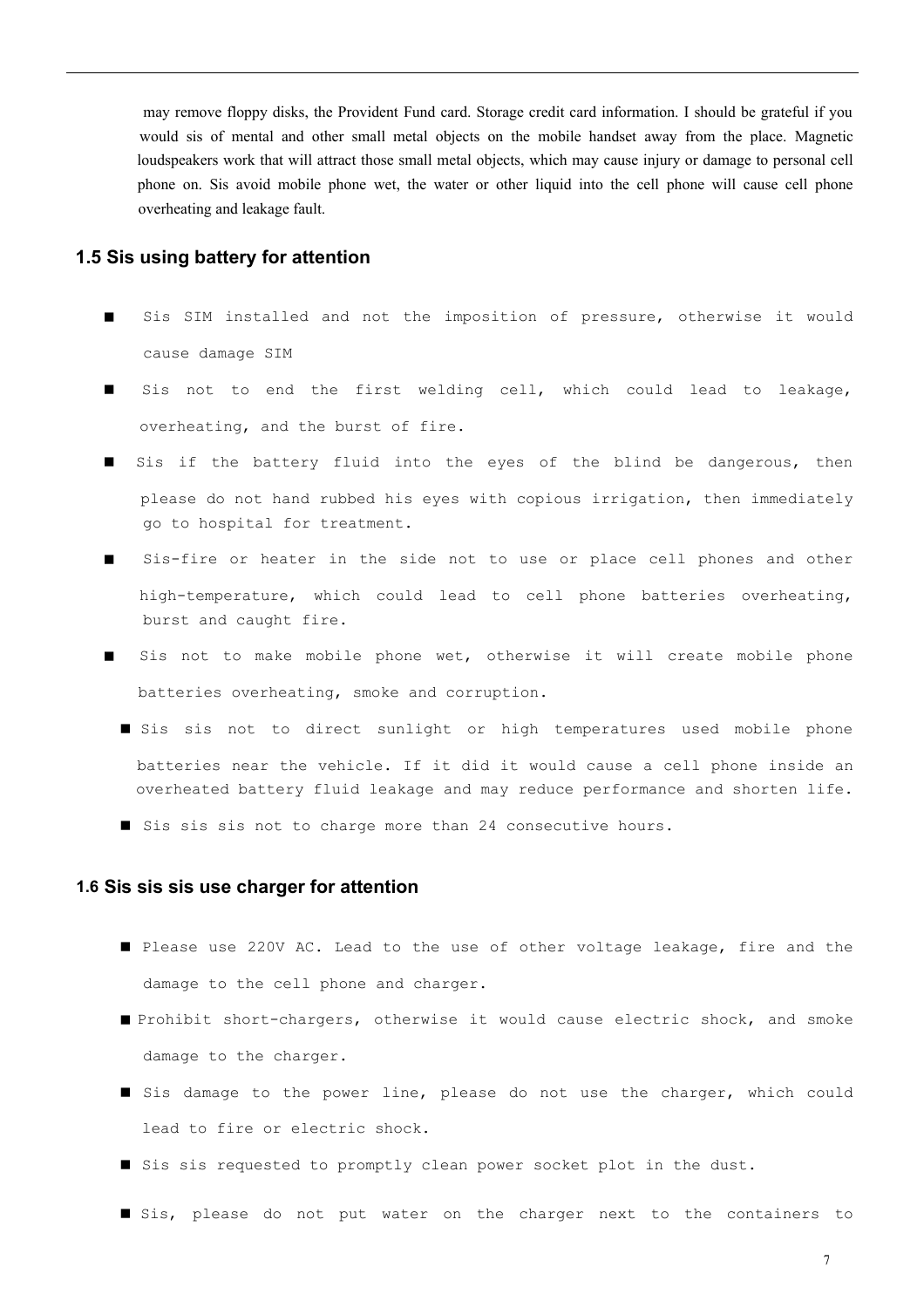may remove floppy disks, the Provident Fund card. Storage credit card information. I should be grateful if you would sis of mental and other small metal objects on the mobile handset away from the place. Magnetic loudspeakers work that will attract those small metal objects, which may cause injury or damage to personal cell phone on. Sis avoid mobile phone wet, the water or other liquid into the cell phone will cause cell phone overheating and leakage fault.

## 1.5 Sis using battery for attention

- Sis SIM installed and not the imposition of pressure, otherwise it would cause damage SIM
- Sis not to end the first welding cell, which could lead to leakage, overheating, and the burst of fire.
- Sis if the battery fluid into the eyes of the blind be dangerous, then please do not hand rubbed his eyes with copious irrigation, then immediately go to hospital for treatment.
- Sis-fire or heater in the side not to use or place cell phones and other high-temperature, which could lead to cell phone batteries overheating, burst and caught fire.
- Sis not to make mobile phone wet, otherwise it will create mobile phone batteries overheating, smoke and corruption.
- Sis sis not to direct sunlight or high temperatures used mobile phone batteries near the vehicle. If it did it would cause a cell phone inside an overheated battery fluid leakage and may reduce performance and shorten life.
- Sis sis sis not to charge more than 24 consecutive hours.

## 1.6 Sis sis sis use charger for attention

- Please use 220V AC. Lead to the use of other voltage leakage, fire and the damage to the cell phone and charger.
- Prohibit short-chargers, otherwise it would cause electric shock, and smoke damage to the charger.
- Sis damage to the power line, please do not use the charger, which could lead to fire or electric shock.
- Sis sis requested to promptly clean power socket plot in the dust.
- Sis, please do not put water on the charger next to the containers to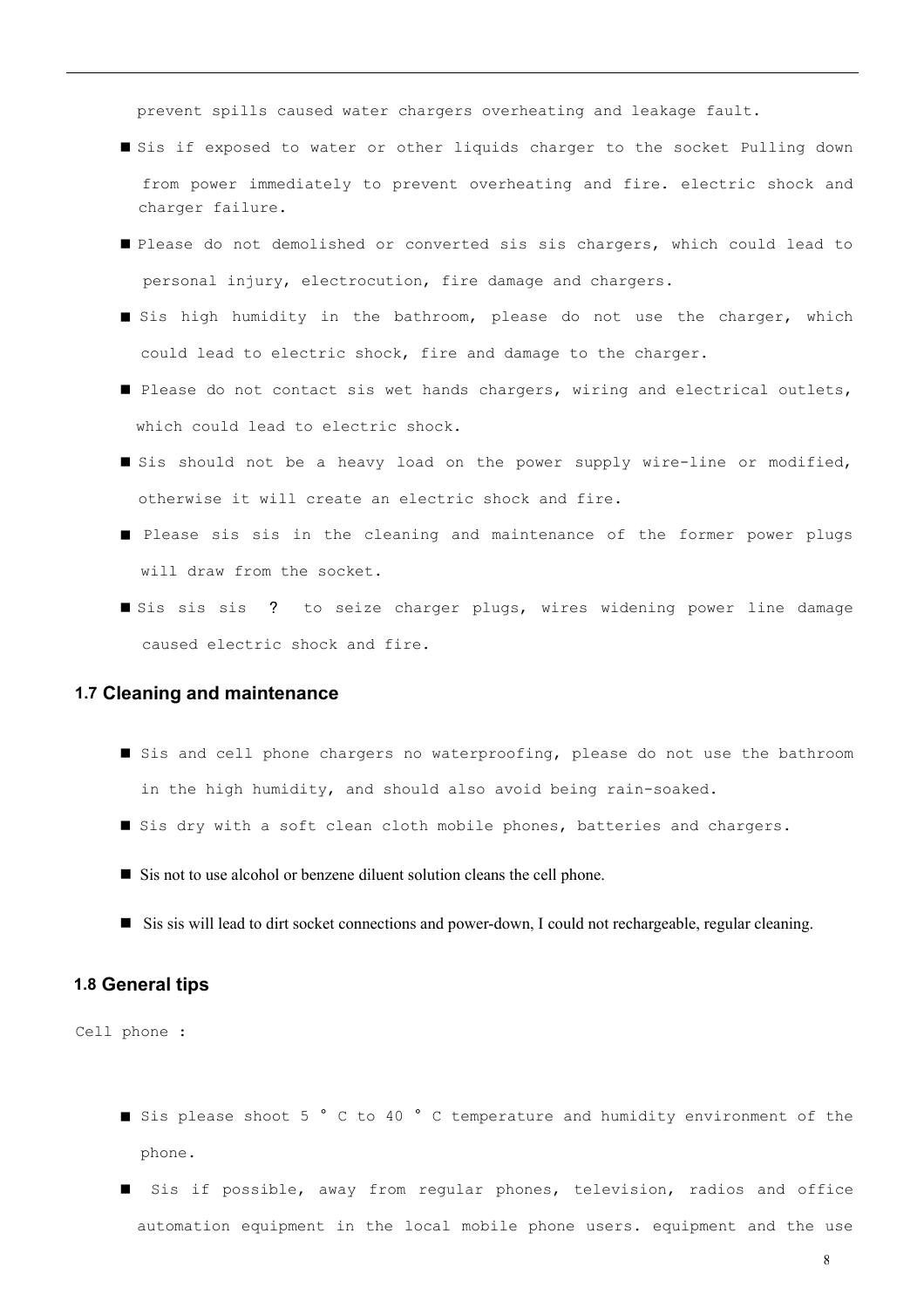prevent spills caused water chargers overheating and leakage fault.

- Sis if exposed to water or other liquids charger to the socket Pulling down from power immediately to prevent overheating and fire. electric shock and charger failure.
- Please do not demolished or converted sis sis chargers, which could lead to personal injury, electrocution, fire damage and chargers.
- Sis high humidity in the bathroom, please do not use the charger, which could lead to electric shock, fire and damage to the charger.
- Please do not contact sis wet hands chargers, wiring and electrical outlets, which could lead to electric shock.
- Sis should not be a heavy load on the power supply wire-line or modified, otherwise it will create an electric shock and fire.
- Please sis sis in the cleaning and maintenance of the former power plugs will draw from the socket.
- Sis sis sis ? to seize charger plugs, wires widening power line damage caused electric shock and fire.

## 1.7 Cleaning and maintenance

- Sis and cell phone chargers no waterproofing, please do not use the bathroom in the high humidity, and should also avoid being rain-soaked.
- Sis dry with a soft clean cloth mobile phones, batteries and chargers.
- Sis not to use alcohol or benzene diluent solution cleans the cell phone.
- Sis sis will lead to dirt socket connections and power-down, I could not rechargeable, regular cleaning.

## 1.8 General tips

Cell phone :

- Sis please shoot 5 ° C to 40 ° C temperature and humidity environment of the phone.
- Sis if possible, away from regular phones, television, radios and office automation equipment in the local mobile phone users. equipment and the use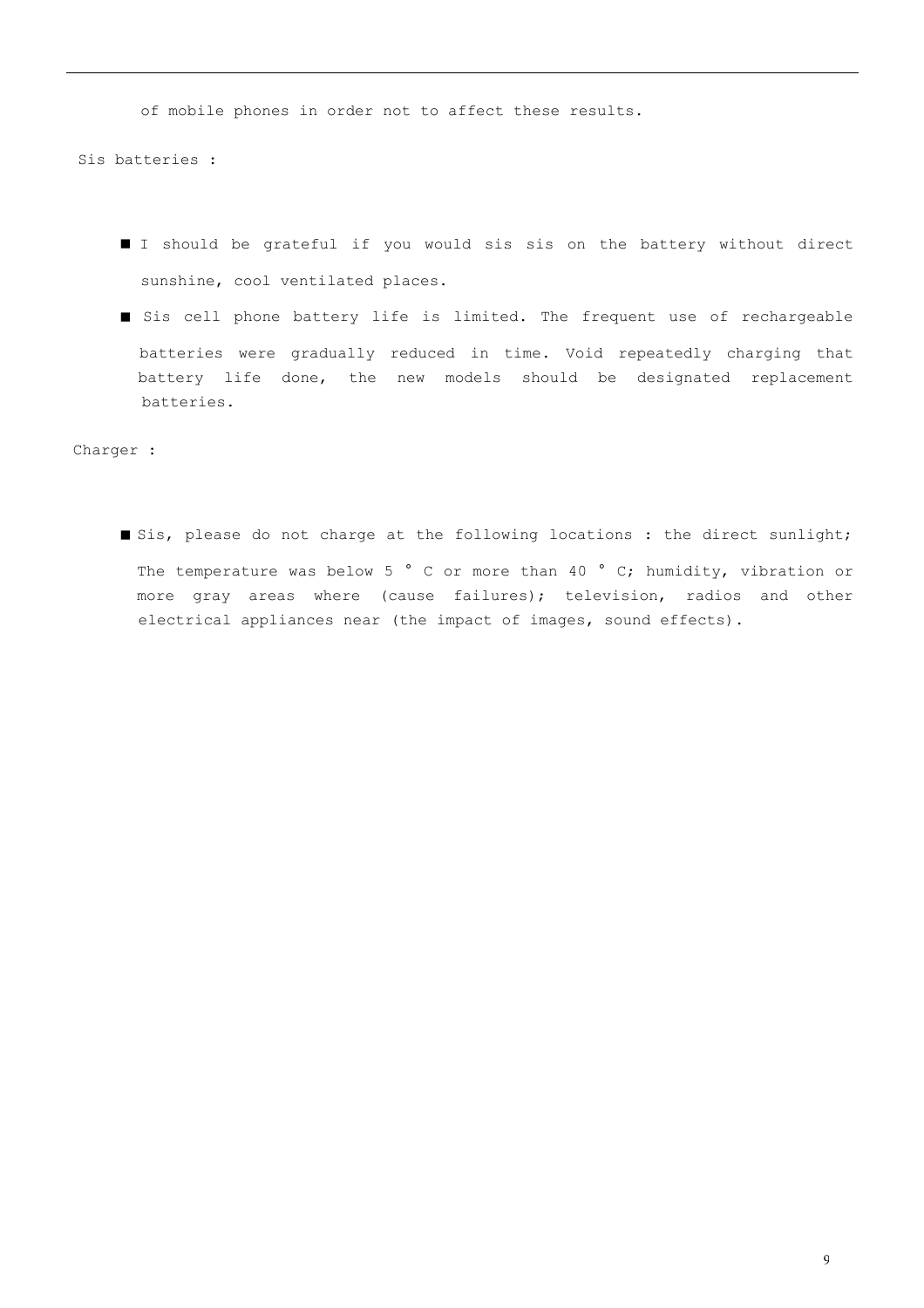of mobile phones in order not to affect these results.

Sis batteries :

- I should be grateful if you would sis sis on the battery without direct sunshine, cool ventilated places.
- Sis cell phone battery life is limited. The frequent use of rechargeable batteries were gradually reduced in time. Void repeatedly charging that battery life done, the new models should be designated replacement batteries.

Charger :

- Sis, please do not charge at the following locations : the direct sunlight; The temperature was below 5 ° C or more than 40 ° C; humidity, vibration or more gray areas where (cause failures); television, radios and other electrical appliances near (the impact of images, sound effects).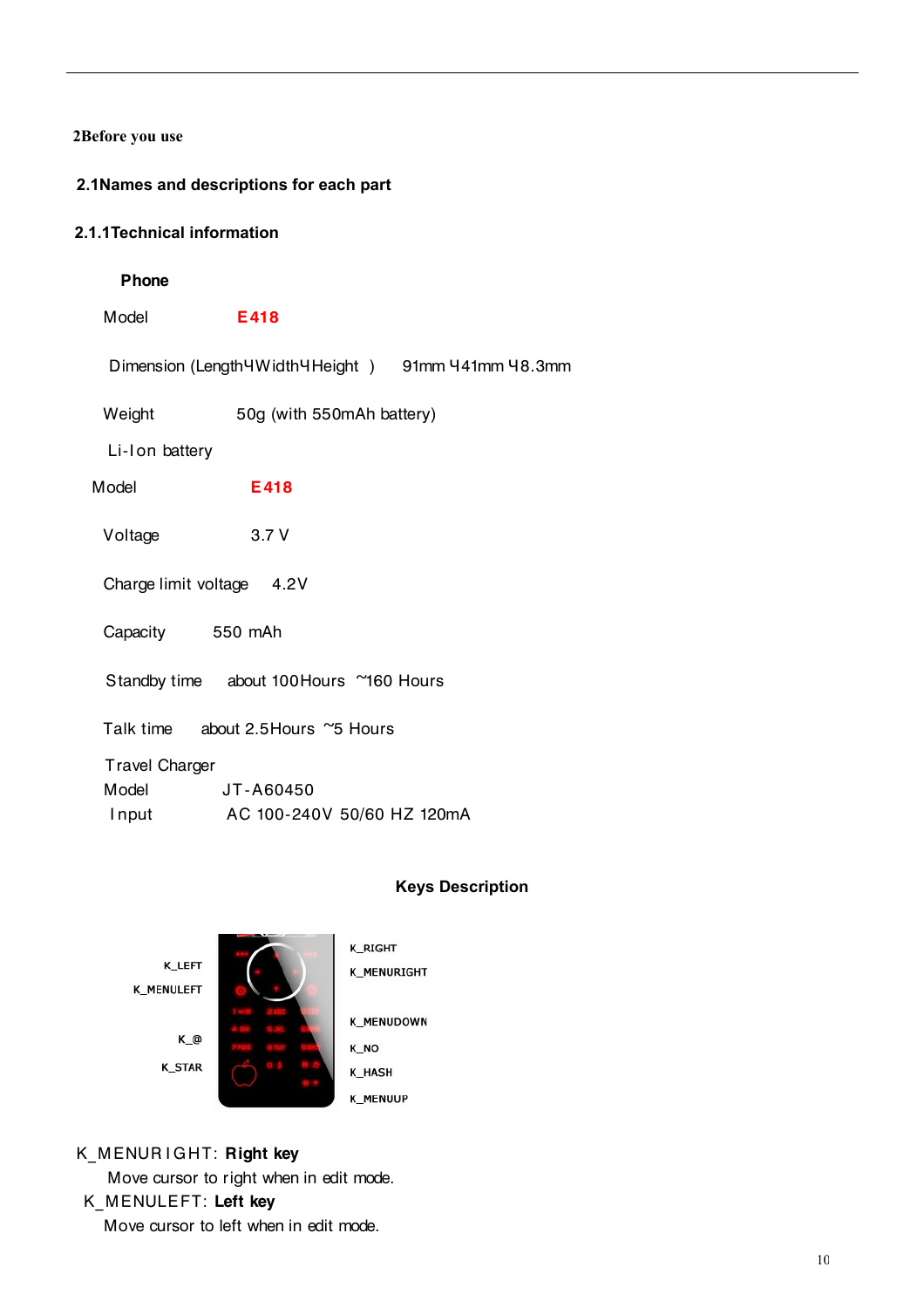# 2Before you use

## 2.1Names and descriptions for each part

### 2.1.1Technical information

**Phone**

Model **E418**

Dimension (LengthЧWidthЧHeight ) 91mm Ч41mm Ч8.3mm

Weight 50g (with 550mAh battery)

Li-Ion battery

Model **E418**

Voltage 3.7 V

Charge limit voltage 4.2V

Capacity 550 mAh

Standby time about 100Hours ~160 Hours

Talk time about 2.5Hours ~5 Hours

Travel Charger

Model JT-A60450

Input AC 100-240V 50/60 HZ 120mA

**Keys Description**

K_LEFT

K_MENULEFT

K_@

K_STAR

K_RIGHT

K_MENURIGHT

K_MENUDOWN

K_NO

K_HASH

K_MENUUP

K_MENURIGHT: **Right key**

Move cursor to right when in edit mode.

K_MENULEFT: **Left key**

Move cursor to left when in edit mode.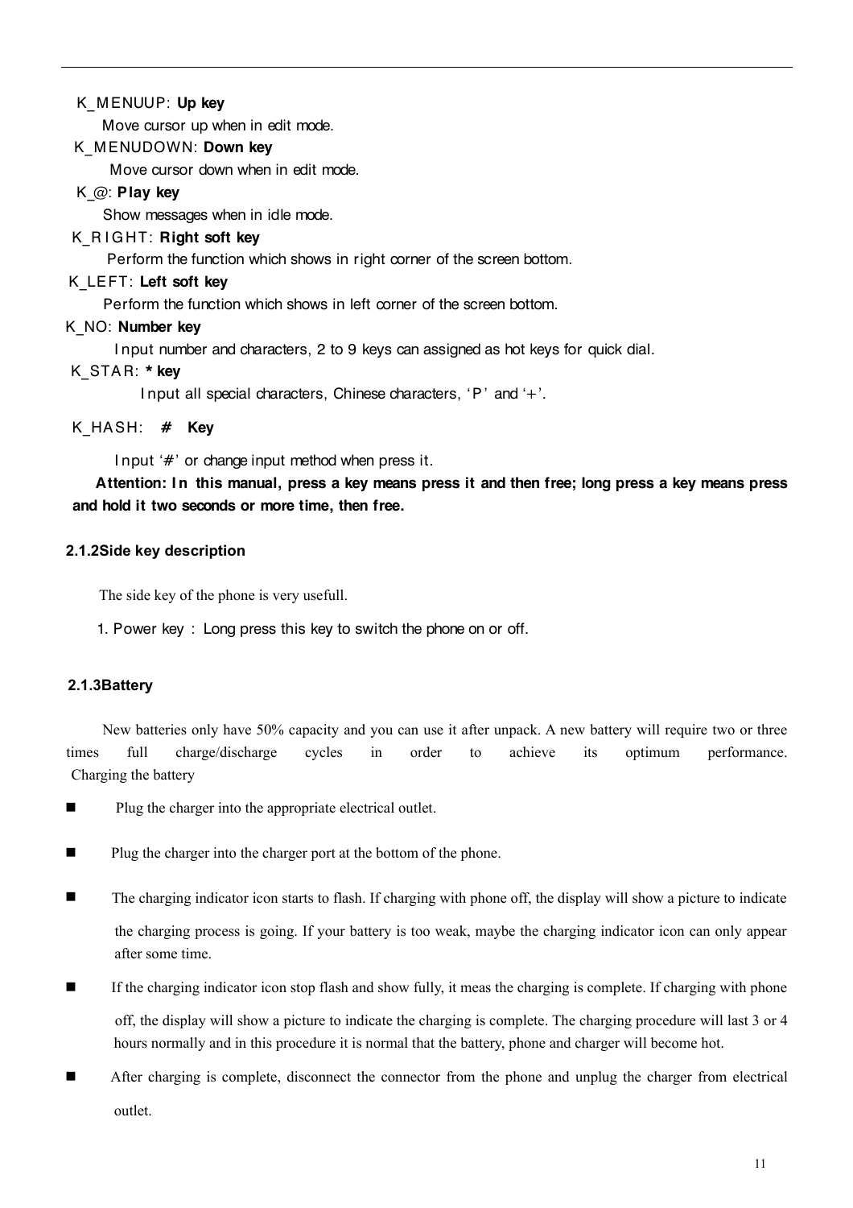K_MENUUP: **Up key**

Move cursor up when in edit mode.

K_MENUDOWN: **Down key**

Move cursor down when in edit mode.

K_@: **Play key**

Show messages when in idle mode.

K_RIGHT: **Right soft key**

Perform the function which shows in right corner of the screen bottom.

K_LEFT: **Left soft key**

Perform the function which shows in left corner of the screen bottom.

K_NO: **Number key**

Input number and characters, 2 to 9 keys can assigned as hot keys for quick dial.

K_STAR: *** key**

Input all special characters, Chinese characters, 'P' and '+'.

K_HASH: **# Key**

Input '#' or change input method when press it.

**Attention: In this manual, press a key means press it and then free; long press a key means press and hold it two seconds or more time, then free.**

### 2.1.2Side key description

The side key of the phone is very usefull.

1. Power key : Long press this key to switch the phone on or off.

### 2.1.3Battery

New batteries only have 50% capacity and you can use it after unpack. A new battery will require two or three times full charge/discharge cycles in order to achieve its optimum performance.

Charging the battery

- Plug the charger into the appropriate electrical outlet.
- Plug the charger into the charger port at the bottom of the phone.
- The charging indicator icon starts to flash. If charging with phone off, the display will show a picture to indicate the charging process is going. If your battery is too weak, maybe the charging indicator icon can only appear after some time.
- If the charging indicator icon stop flash and show fully, it meas the charging is complete. If charging with phone off, the display will show a picture to indicate the charging is complete. The charging procedure will last 3 or 4 hours normally and in this procedure it is normal that the battery, phone and charger will become hot.
- After charging is complete, disconnect the connector from the phone and unplug the charger from electrical outlet.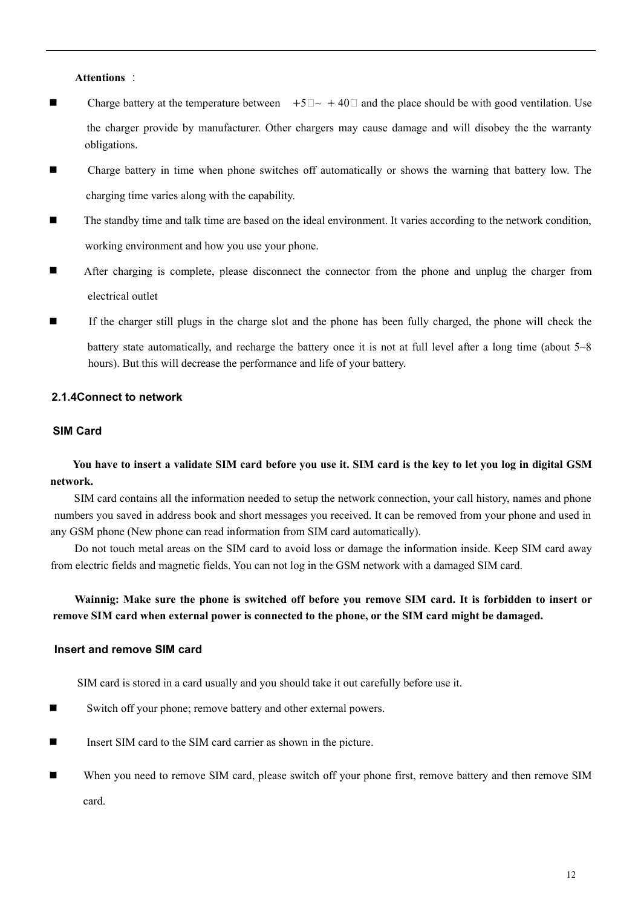**Attentions**：

- Charge battery at the temperature between +5℃~ +40℃ and the place should be with good ventilation. Use the charger provide by manufacturer. Other chargers may cause damage and will disobey the the warranty obligations.
- Charge battery in time when phone switches off automatically or shows the warning that battery low. The charging time varies along with the capability.
- The standby time and talk time are based on the ideal environment. It varies according to the network condition, working environment and how you use your phone.
- After charging is complete, please disconnect the connector from the phone and unplug the charger from electrical outlet
- If the charger still plugs in the charge slot and the phone has been fully charged, the phone will check the battery state automatically, and recharge the battery once it is not at full level after a long time (about 5~8 hours). But this will decrease the performance and life of your battery.

### 2.1.4Connect to network

#### SIM Card

**You have to insert a validate SIM card before you use it. SIM card is the key to let you log in digital GSM network.**

SIM card contains all the information needed to setup the network connection, your call history, names and phone numbers you saved in address book and short messages you received. It can be removed from your phone and used in any GSM phone (New phone can read information from SIM card automatically).

Do not touch metal areas on the SIM card to avoid loss or damage the information inside. Keep SIM card away from electric fields and magnetic fields. You can not log in the GSM network with a damaged SIM card.

**Wainnig: Make sure the phone is switched off before you remove SIM card. It is forbidden to insert or remove SIM card when external power is connected to the phone, or the SIM card might be damaged.**

#### Insert and remove SIM card

SIM card is stored in a card usually and you should take it out carefully before use it.

- Switch off your phone; remove battery and other external powers.
- Insert SIM card to the SIM card carrier as shown in the picture.
- When you need to remove SIM card, please switch off your phone first, remove battery and then remove SIM card.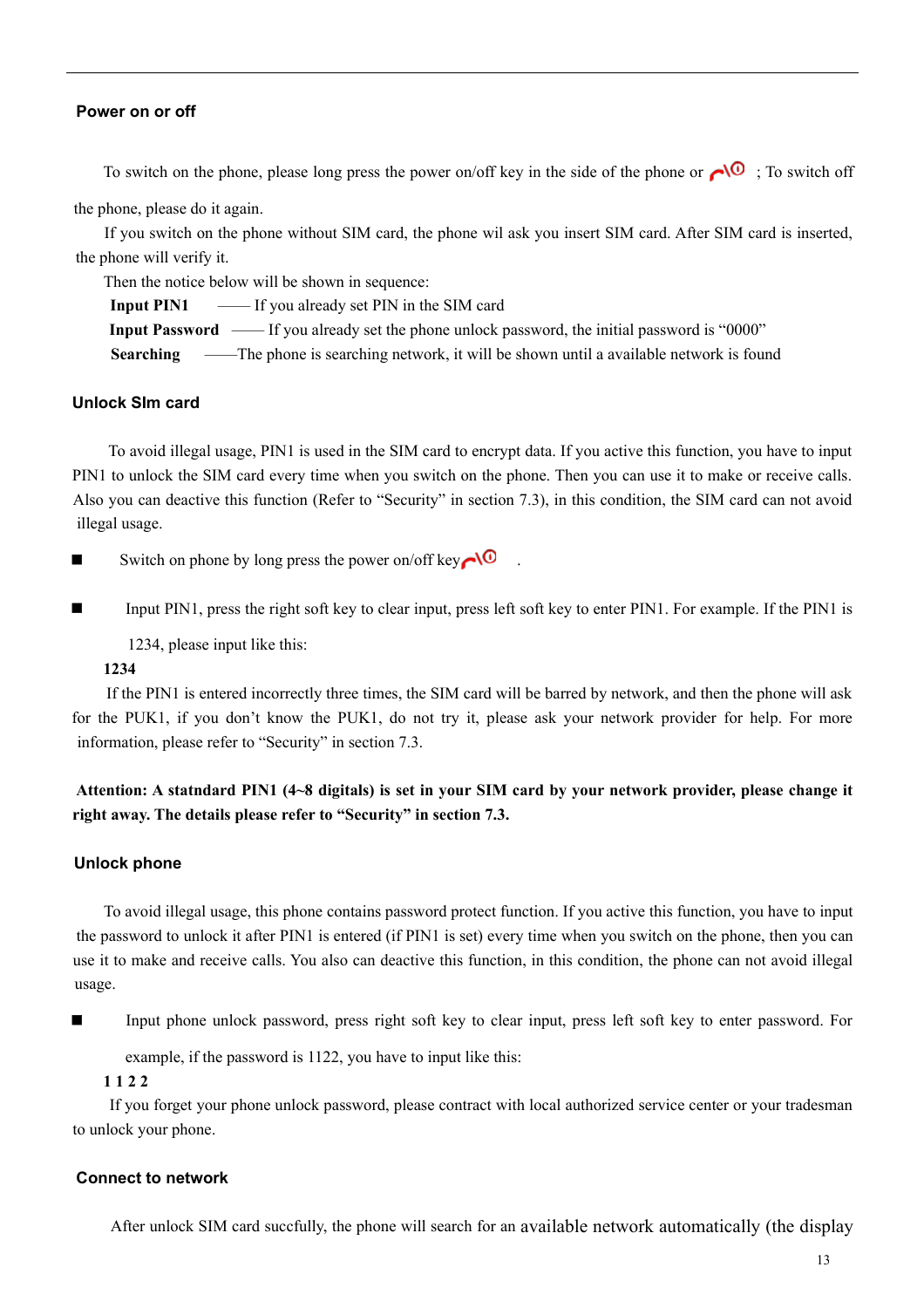## Power on or off

To switch on the phone, please long press the power on/off key in the side of the phone or ; To switch off the phone, please do it again.

If you switch on the phone without SIM card, the phone wil ask you insert SIM card. After SIM card is inserted, the phone will verify it.

Then the notice below will be shown in sequence:

**Input PIN1** —— If you already set PIN in the SIM card

**Input Password** —— If you already set the phone unlock password, the initial password is "0000"

**Searching** ——The phone is searching network, it will be shown until a available network is found

## Unlock SIm card

To avoid illegal usage, PIN1 is used in the SIM card to encrypt data. If you active this function, you have to input PIN1 to unlock the SIM card every time when you switch on the phone. Then you can use it to make or receive calls. Also you can deactive this function (Refer to "Security" in section 7.3), in this condition, the SIM card can not avoid illegal usage.

- Switch on phone by long press the power on/off key .
- Input PIN1, press the right soft key to clear input, press left soft key to enter PIN1. For example. If the PIN1 is 1234, please input like this:

**1234**

If the PIN1 is entered incorrectly three times, the SIM card will be barred by network, and then the phone will ask for the PUK1, if you don't know the PUK1, do not try it, please ask your network provider for help. For more information, please refer to "Security" in section 7.3.

**Attention: A statndard PIN1 (4~8 digitals) is set in your SIM card by your network provider, please change it right away. The details please refer to "Security" in section 7.3.**

## Unlock phone

To avoid illegal usage, this phone contains password protect function. If you active this function, you have to input the password to unlock it after PIN1 is entered (if PIN1 is set) every time when you switch on the phone, then you can use it to make and receive calls. You also can deactive this function, in this condition, the phone can not avoid illegal usage.

- Input phone unlock password, press right soft key to clear input, press left soft key to enter password. For example, if the password is 1122, you have to input like this:

**1 1 2 2**

If you forget your phone unlock password, please contract with local authorized service center or your tradesman to unlock your phone.

## Connect to network

After unlock SIM card succfully, the phone will search for an available network automatically (the display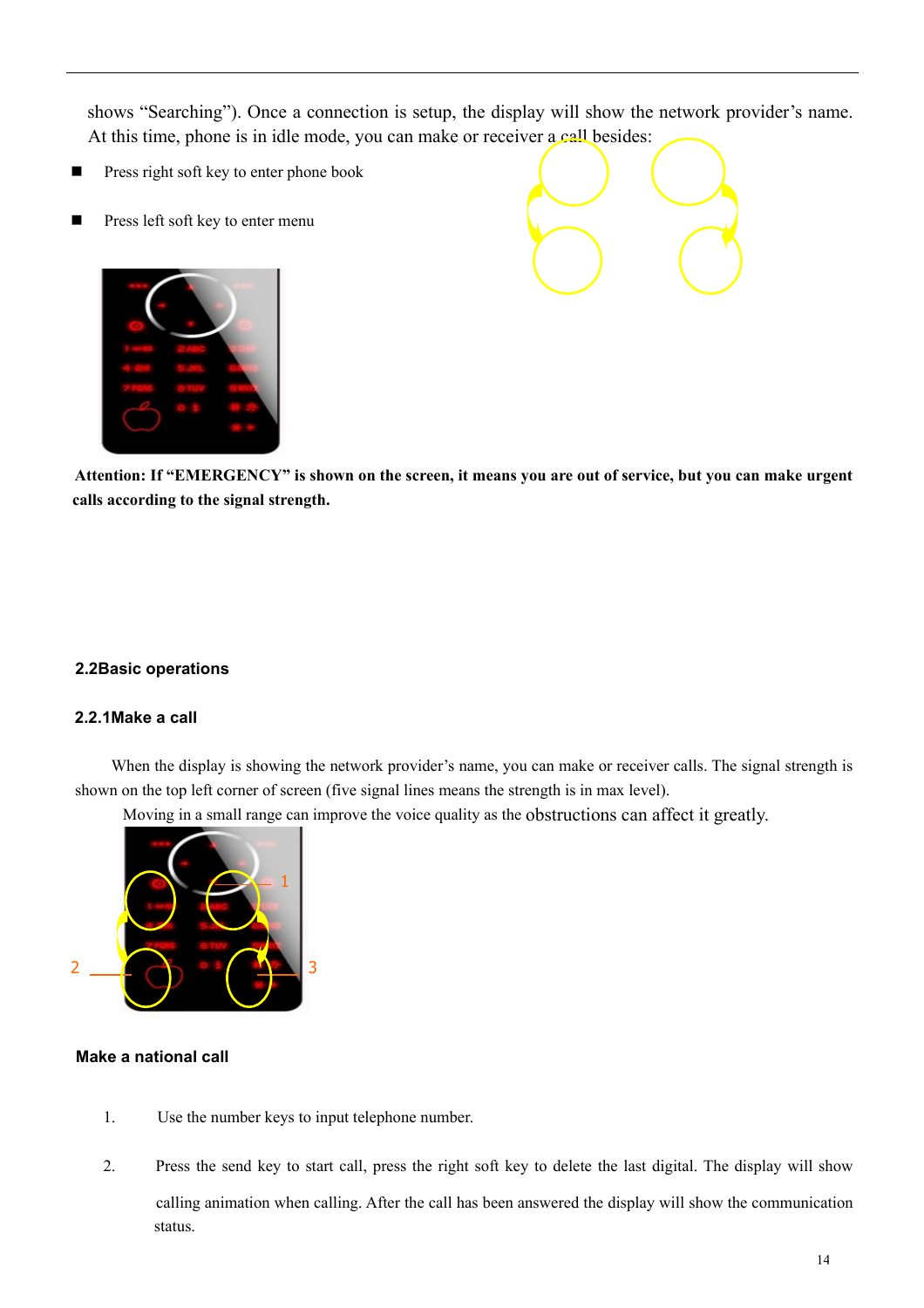shows “Searching”). Once a connection is setup, the display will show the network provider’s name. At this time, phone is in idle mode, you can make or receiver a call besides:

- Press right soft key to enter phone book
- Press left soft key to enter menu

**Attention: If “EMERGENCY” is shown on the screen, it means you are out of service, but you can make urgent calls according to the signal strength.**

### 2.2Basic operations

#### 2.2.1Make a call

When the display is showing the network provider’s name, you can make or receiver calls. The signal strength is shown on the top left corner of screen (five signal lines means the strength is in max level).

Moving in a small range can improve the voice quality as the obstructions can affect it greatly.

#### Make a national call

1. Use the number keys to input telephone number.
2. Press the send key to start call, press the right soft key to delete the last digital. The display will show calling animation when calling. After the call has been answered the display will show the communication status.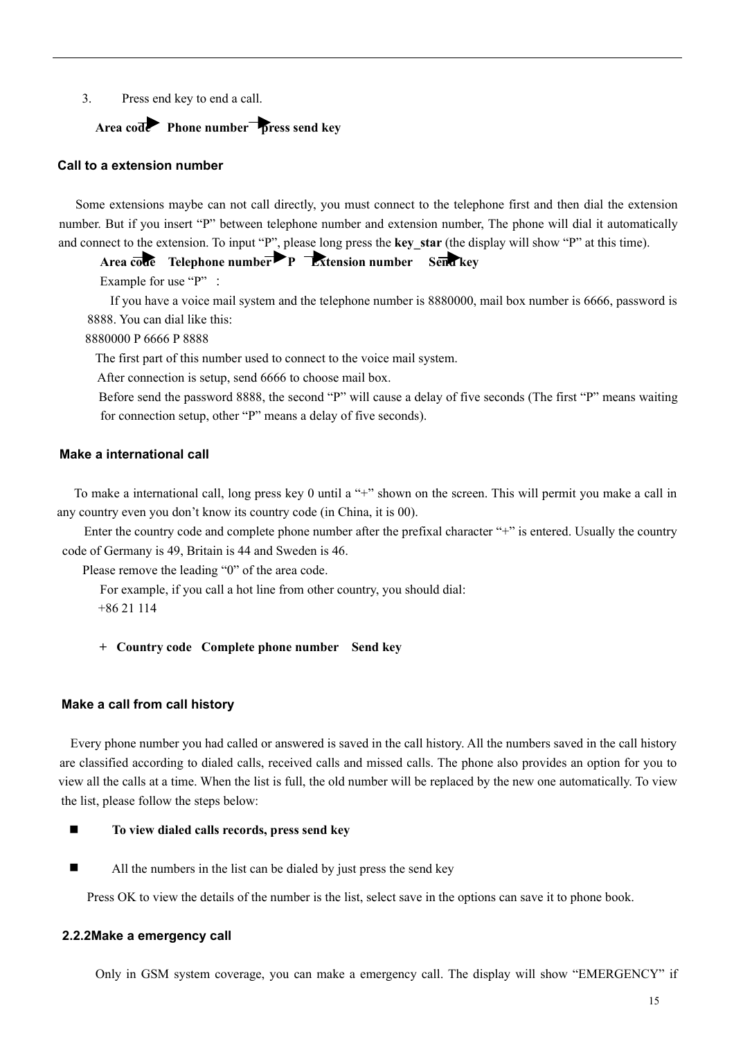3. Press end key to end a call.

**Area code ► Phone number ► press send key**

## Call to a extension number

Some extensions maybe can not call directly, you must connect to the telephone first and then dial the extension number. But if you insert "P" between telephone number and extension number, The phone will dial it automatically and connect to the extension. To input "P", please long press the **key_star** (the display will show "P" at this time).

**Area code ► Telephone number ► P ► Extension number ► Send key**

Example for use "P" :

If you have a voice mail system and the telephone number is 8880000, mail box number is 6666, password is 8888. You can dial like this:

8880000 P 6666 P 8888

The first part of this number used to connect to the voice mail system.

After connection is setup, send 6666 to choose mail box.

Before send the password 8888, the second "P" will cause a delay of five seconds (The first "P" means waiting for connection setup, other "P" means a delay of five seconds).

## Make a international call

To make a international call, long press key 0 until a "+" shown on the screen. This will permit you make a call in any country even you don't know its country code (in China, it is 00).

Enter the country code and complete phone number after the prefixal character "+" is entered. Usually the country code of Germany is 49, Britain is 44 and Sweden is 46.

Please remove the leading "0" of the area code.

For example, if you call a hot line from other country, you should dial:

+86 21 114

**+ Country code Complete phone number Send key**

## Make a call from call history

Every phone number you had called or answered is saved in the call history. All the numbers saved in the call history are classified according to dialed calls, received calls and missed calls. The phone also provides an option for you to view all the calls at a time. When the list is full, the old number will be replaced by the new one automatically. To view the list, please follow the steps below:

- **To view dialed calls records, press send key**
- All the numbers in the list can be dialed by just press the send key

Press OK to view the details of the number is the list, select save in the options can save it to phone book.

## 2.2.2Make a emergency call

Only in GSM system coverage, you can make a emergency call. The display will show "EMERGENCY" if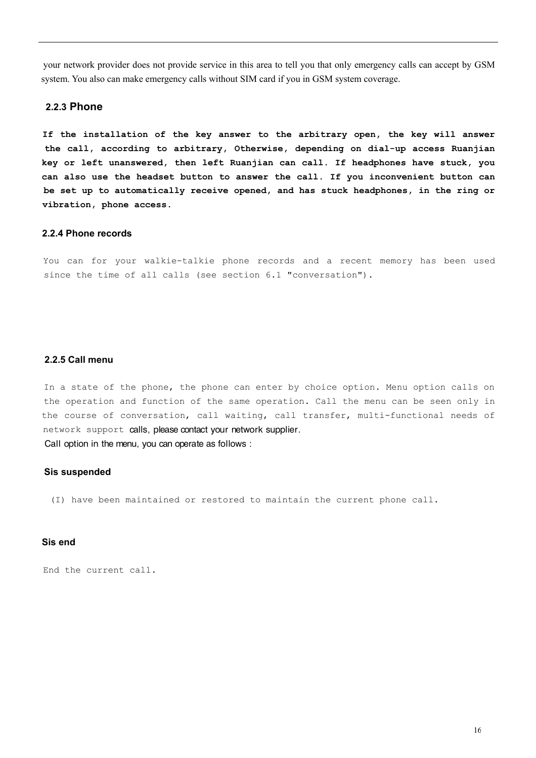your network provider does not provide service in this area to tell you that only emergency calls can accept by GSM system. You also can make emergency calls without SIM card if you in GSM system coverage.

### 2.2.3 Phone

**If the installation of the key answer to the arbitrary open, the key will answer the call, according to arbitrary, Otherwise, depending on dial-up access Ruanjian key or left unanswered, then left Ruanjian can call. If headphones have stuck, you can also use the headset button to answer the call. If you inconvenient button can be set up to automatically receive opened, and has stuck headphones, in the ring or vibration, phone access.**

### 2.2.4 Phone records

You can for your walkie-talkie phone records and a recent memory has been used since the time of all calls (see section 6.1 "conversation").

### 2.2.5 Call menu

In a state of the phone, the phone can enter by choice option. Menu option calls on the operation and function of the same operation. Call the menu can be seen only in the course of conversation, call waiting, call transfer, multi-functional needs of network support calls, please contact your network supplier.

Call option in the menu, you can operate as follows :

**Sis suspended**

(I) have been maintained or restored to maintain the current phone call.

**Sis end**

End the current call.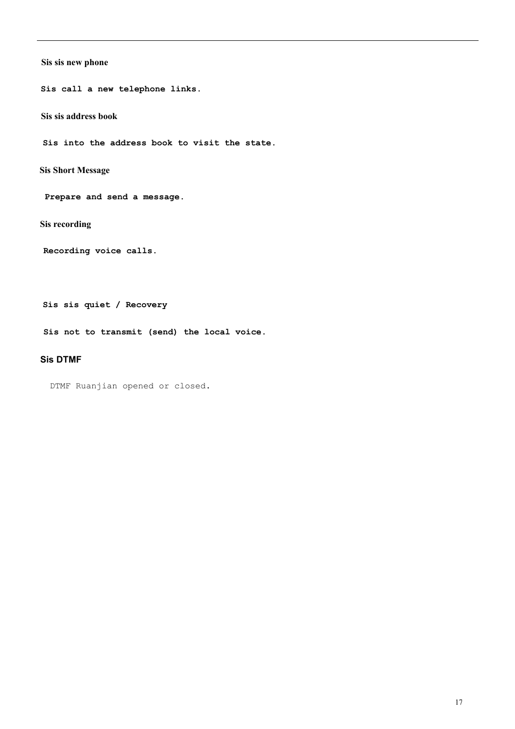**Sis sis new phone**

**Sis call a new telephone links.**

**Sis sis address book**

**Sis into the address book to visit the state.**

**Sis Short Message**

**Prepare and send a message.**

**Sis recording**

**Recording voice calls.**

**Sis sis quiet / Recovery**

**Sis not to transmit (send) the local voice.**

**Sis DTMF**

DTMF Ruanjian opened or closed.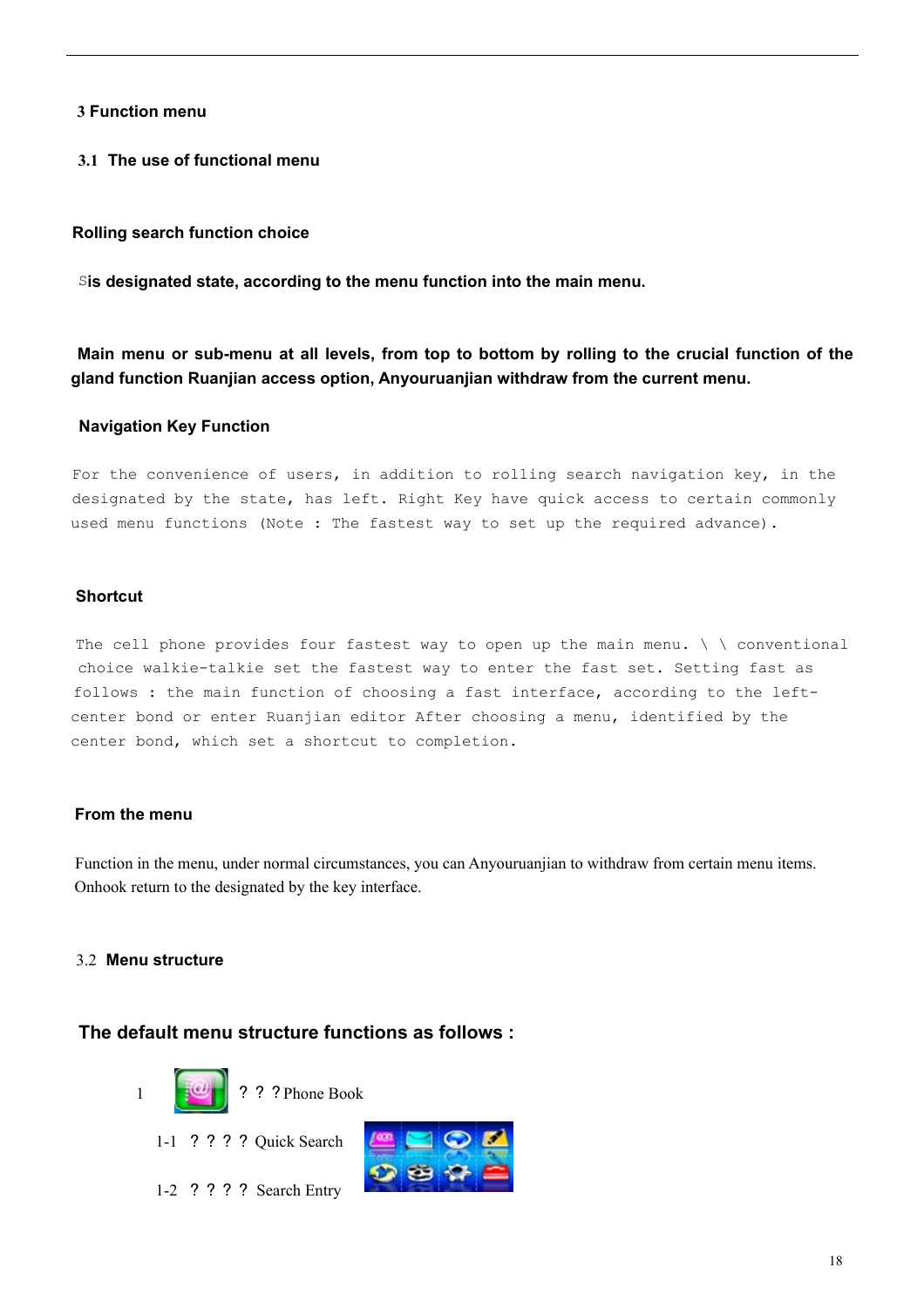## 3 Function menu

### 3.1 The use of functional menu

**Rolling search function choice**

**Sis designated state, according to the menu function into the main menu.**

**Main menu or sub-menu at all levels, from top to bottom by rolling to the crucial function of the gland function Ruanjian access option, Anyouruanjian withdraw from the current menu.**

**Navigation Key Function**

For the convenience of users, in addition to rolling search navigation key, in the designated by the state, has left. Right Key have quick access to certain commonly used menu functions (Note : The fastest way to set up the required advance).

**Shortcut**

The cell phone provides four fastest way to open up the main menu. \ \ conventional choice walkie-talkie set the fastest way to enter the fast set. Setting fast as follows : the main function of choosing a fast interface, according to the left-center bond or enter Ruanjian editor After choosing a menu, identified by the center bond, which set a shortcut to completion.

**From the menu**

Function in the menu, under normal circumstances, you can Anyouruanjian to withdraw from certain menu items. Onhook return to the designated by the key interface.

### 3.2 Menu structure

**The default menu structure functions as follows :**

1 ？？？Phone Book

1-1 ？？？？ Quick Search

1-2 ？？？？ Search Entry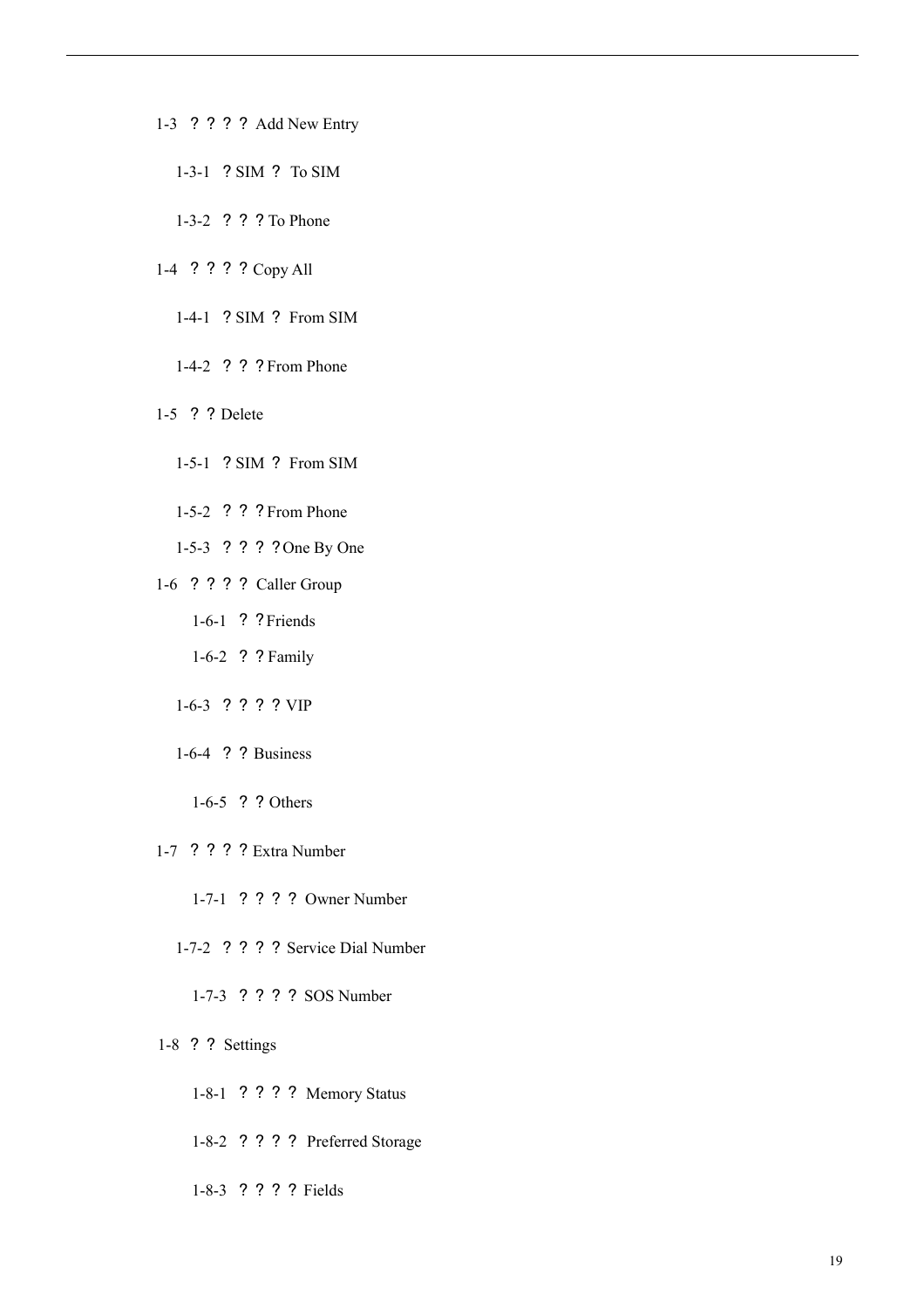1-3 ？？？？ Add New Entry

- 1-3-1 ？SIM ？ To SIM
- 1-3-2 ？？？To Phone

1-4 ？？？？Copy All

- 1-4-1 ？SIM ？ From SIM
- 1-4-2 ？？？From Phone

1-5 ？？Delete

- 1-5-1 ？SIM ？ From SIM
- 1-5-2 ？？？From Phone
- 1-5-3 ？？？？One By One

1-6 ？？？？ Caller Group

- 1-6-1 ？？Friends
- 1-6-2 ？？Family
- 1-6-3 ？？？？VIP
- 1-6-4 ？？Business
- 1-6-5 ？？Others

1-7 ？？？？Extra Number

- 1-7-1 ？？？？ Owner Number
- 1-7-2 ？？？？ Service Dial Number
- 1-7-3 ？？？？ SOS Number

1-8 ？？ Settings

- 1-8-1 ？？？？ Memory Status
- 1-8-2 ？？？？ Preferred Storage
- 1-8-3 ？？？？Fields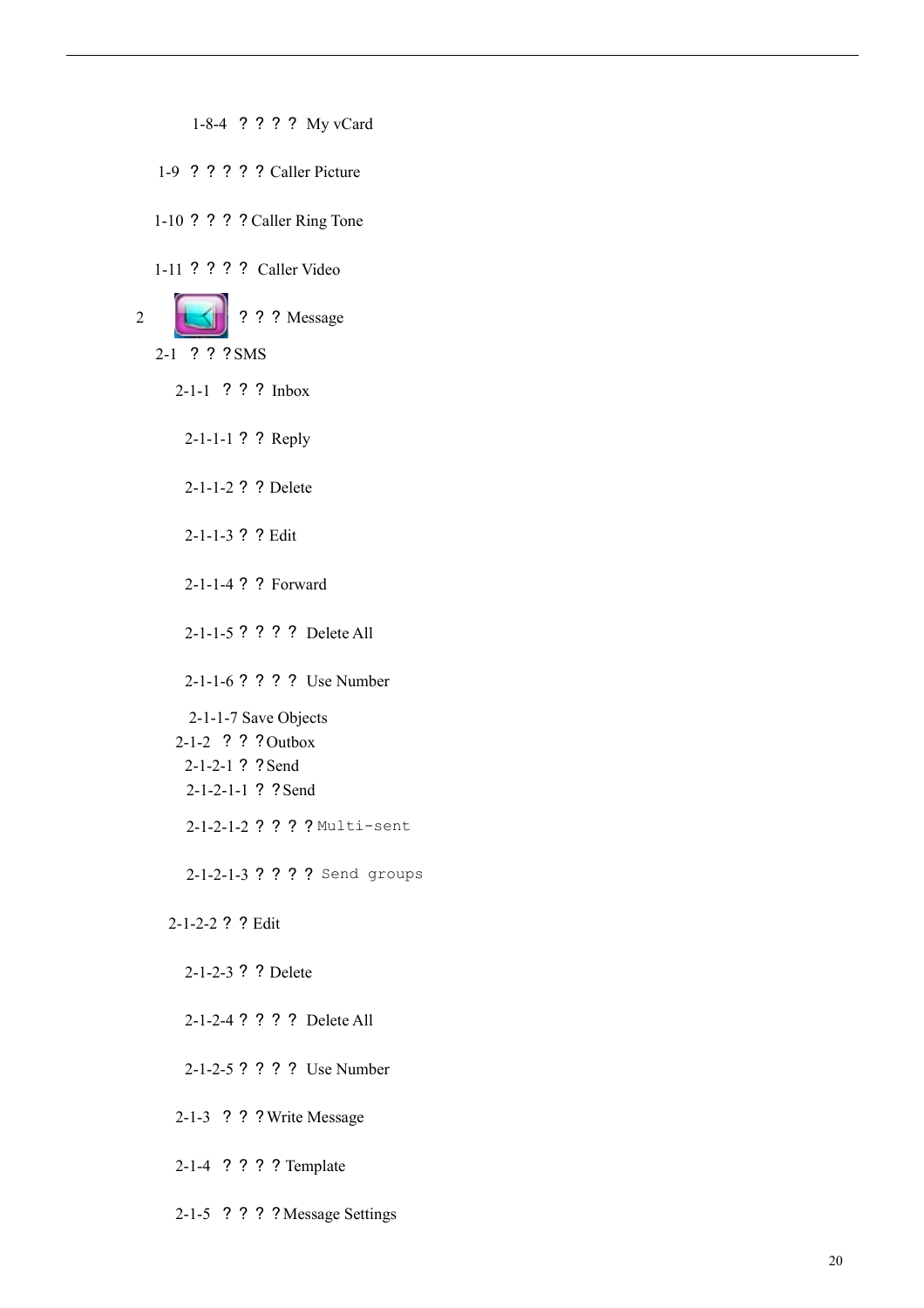1-8-4 ？？？？ My vCard

1-9 ？？？？？ Caller Picture

1-10 ？？？？ Caller Ring Tone

1-11 ？？？？ Caller Video

2 ？？？ Message

2-1 ？？？ SMS

2-1-1 ？？？ Inbox

2-1-1-1 ？？ Reply

2-1-1-2 ？？ Delete

2-1-1-3 ？？ Edit

2-1-1-4 ？？ Forward

2-1-1-5 ？？？？ Delete All

2-1-1-6 ？？？？ Use Number

2-1-1-7 Save Objects

2-1-2 ？？？ Outbox

2-1-2-1 ？？ Send

2-1-2-1-1 ？？ Send

2-1-2-1-2 ？？？？ Multi-sent

2-1-2-1-3 ？？？？ Send groups

2-1-2-2 ？？ Edit

2-1-2-3 ？？ Delete

2-1-2-4 ？？？？ Delete All

2-1-2-5 ？？？？ Use Number

2-1-3 ？？？ Write Message

2-1-4 ？？？？ Template

2-1-5 ？？？？ Message Settings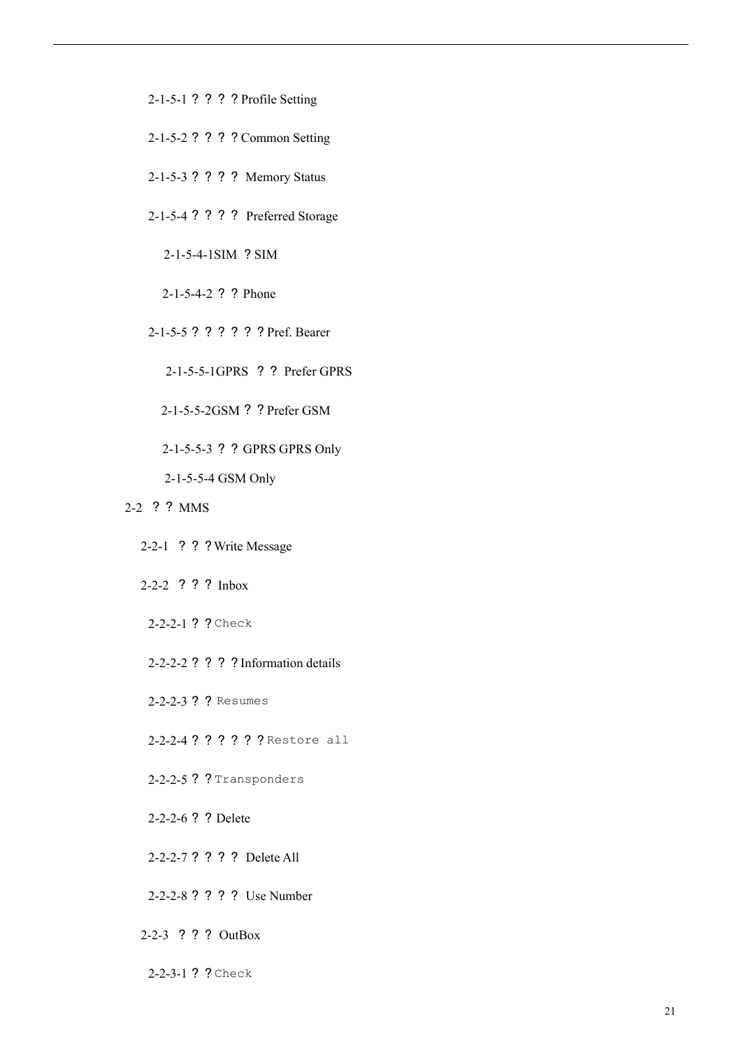2-1-5-1 ？？？？Profile Setting

2-1-5-2 ？？？？Common Setting

2-1-5-3 ？？？？ Memory Status

2-1-5-4 ？？？？ Preferred Storage

2-1-5-4-1SIM ？SIM

2-1-5-4-2 ？？ Phone

2-1-5-5 ？？？？？？Pref. Bearer

2-1-5-5-1GPRS ？？ Prefer GPRS

2-1-5-5-2GSM ？？Prefer GSM

2-1-5-5-3 ？？ GPRS GPRS Only

2-1-5-5-4 GSM Only

2-2 ？？ MMS

2-2-1 ？？？Write Message

2-2-2 ？？？ Inbox

2-2-2-1 ？？Check

2-2-2-2 ？？？？Information details

2-2-2-3 ？？ Resumes

2-2-2-4 ？？？？？？Restore all

2-2-2-5 ？？Transponders

2-2-2-6 ？？ Delete

2-2-2-7 ？？？？ Delete All

2-2-2-8 ？？？？ Use Number

2-2-3 ？？？ OutBox

2-2-3-1 ？？Check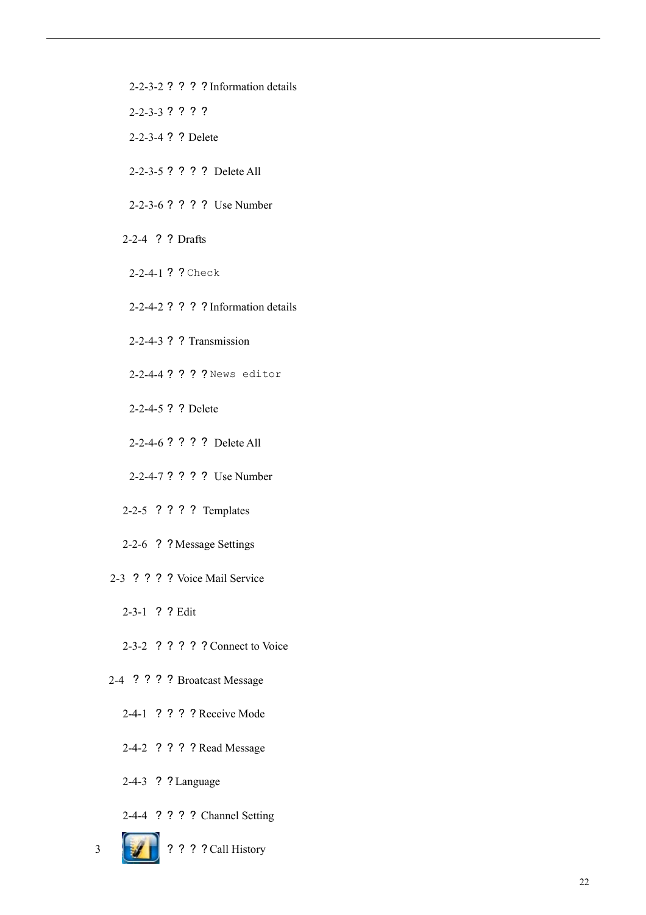2-2-3-2 ? ? ? ? Information details

2-2-3-3 ? ? ? ?

2-2-3-4 ? ? Delete

2-2-3-5 ? ? ? ? Delete All

2-2-3-6 ? ? ? ? Use Number

2-2-4 ? ? Drafts

2-2-4-1 ? ? Check

2-2-4-2 ? ? ? ? Information details

2-2-4-3 ? ? Transmission

2-2-4-4 ? ? ? ? News editor

2-2-4-5 ? ? Delete

2-2-4-6 ? ? ? ? Delete All

2-2-4-7 ? ? ? ? Use Number

2-2-5 ? ? ? ? Templates

2-2-6 ? ? Message Settings

2-3 ? ? ? ? Voice Mail Service

2-3-1 ? ? Edit

2-3-2 ? ? ? ? ? Connect to Voice

2-4 ? ? ? ? Broatcast Message

2-4-1 ? ? ? ? Receive Mode

2-4-2 ? ? ? ? Read Message

2-4-3 ? ? Language

2-4-4 ? ? ? ? Channel Setting

3 ? ? ? ? Call History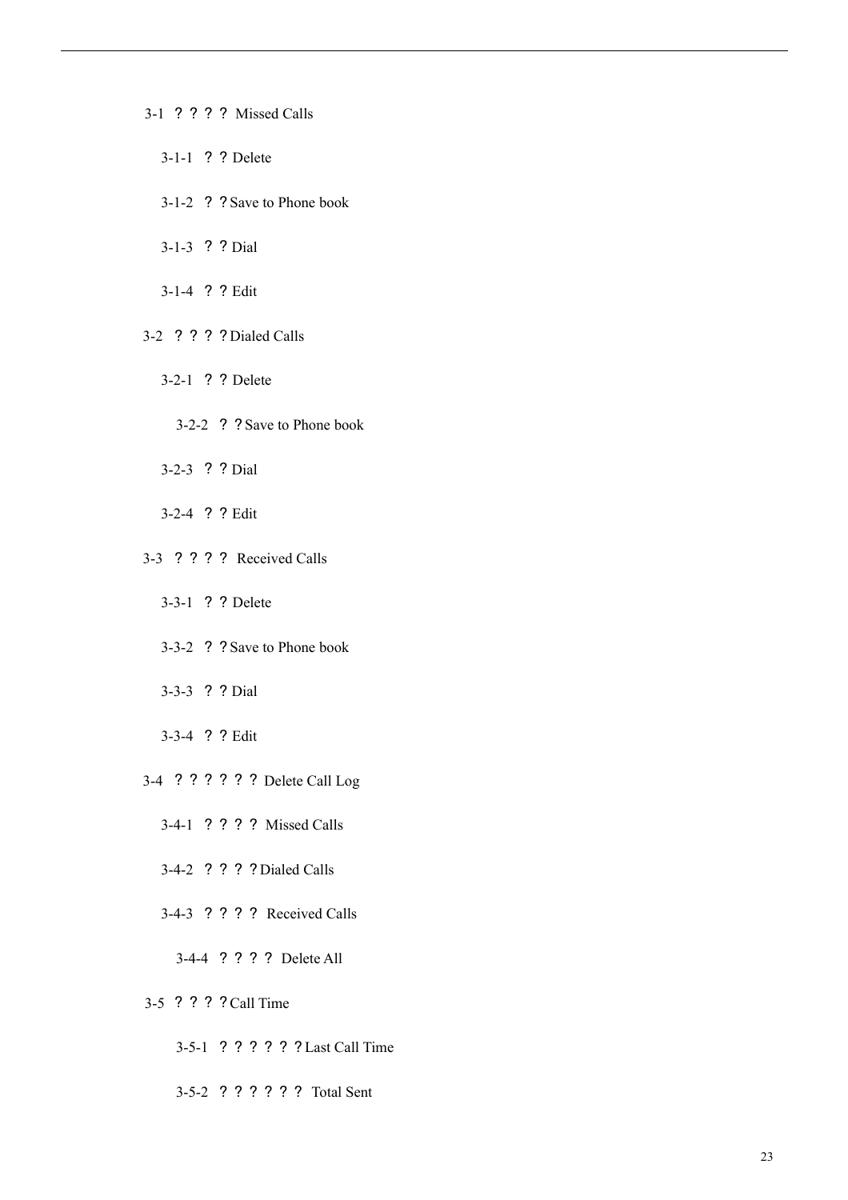3-1 ？？？？ Missed Calls

- 3-1-1 ？？Delete
- 3-1-2 ？？Save to Phone book
- 3-1-3 ？？Dial
- 3-1-4 ？？Edit

3-2 ？？？？Dialed Calls

- 3-2-1 ？？Delete
- 3-2-2 ？？Save to Phone book
- 3-2-3 ？？Dial
- 3-2-4 ？？Edit

3-3 ？？？？ Received Calls

- 3-3-1 ？？Delete
- 3-3-2 ？？Save to Phone book
- 3-3-3 ？？Dial
- 3-3-4 ？？Edit

3-4 ？？？？？？ Delete Call Log

- 3-4-1 ？？？？ Missed Calls
- 3-4-2 ？？？？Dialed Calls
- 3-4-3 ？？？？ Received Calls
- 3-4-4 ？？？？ Delete All

3-5 ？？？？Call Time

- 3-5-1 ？？？？？？Last Call Time
- 3-5-2 ？？？？？？ Total Sent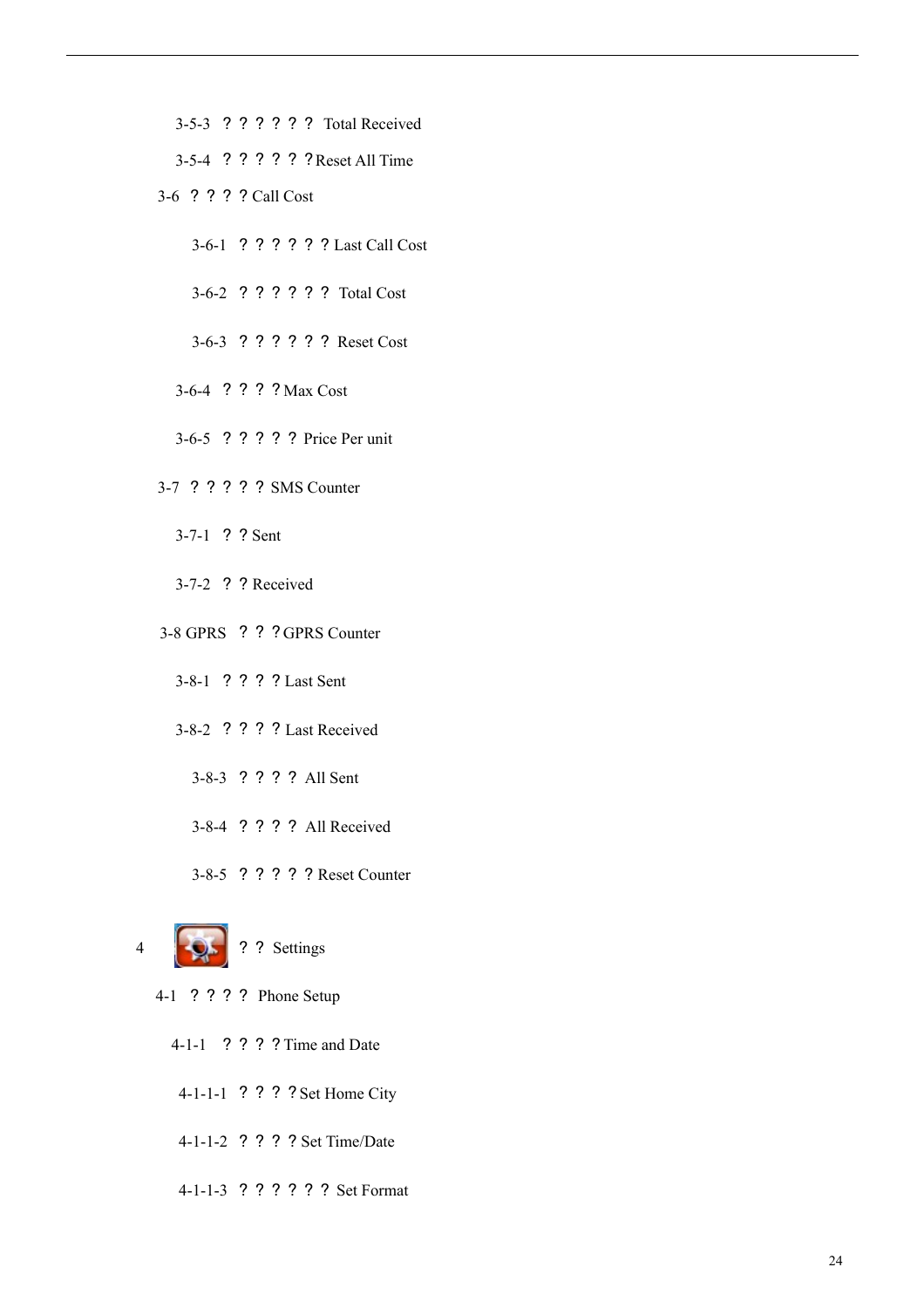3-5-3 ？？？？？？ Total Received

3-5-4 ？？？？？？Reset All Time

3-6 ？？？？Call Cost

3-6-1 ？？？？？？Last Call Cost

3-6-2 ？？？？？？ Total Cost

3-6-3 ？？？？？？ Reset Cost

3-6-4 ？？？？Max Cost

3-6-5 ？？？？？ Price Per unit

3-7 ？？？？？ SMS Counter

3-7-1 ？？Sent

3-7-2 ？？Received

3-8 GPRS ？？？GPRS Counter

3-8-1 ？？？？Last Sent

3-8-2 ？？？？Last Received

3-8-3 ？？？？ All Sent

3-8-4 ？？？？ All Received

3-8-5 ？？？？？Reset Counter

4 ？？ Settings

4-1 ？？？？ Phone Setup

4-1-1 ？？？？Time and Date

4-1-1-1 ？？？？Set Home City

4-1-1-2 ？？？？Set Time/Date

4-1-1-3 ？？？？？？ Set Format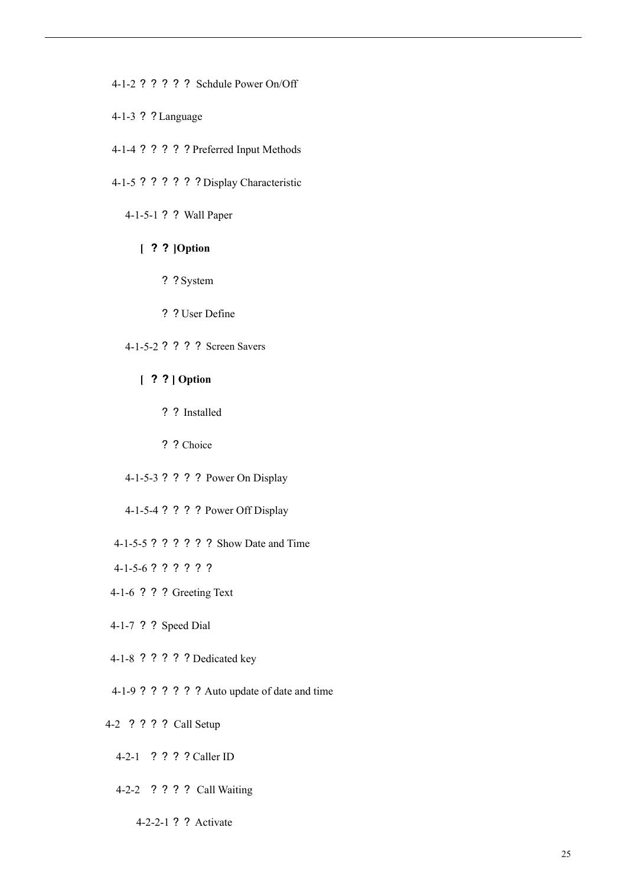4-1-2 ? ? ? ? ? Schdule Power On/Off

4-1-3 ? ? Language

4-1-4 ? ? ? ? ? Preferred Input Methods

4-1-5 ? ? ? ? ? ? Display Characteristic

4-1-5-1 ? ? Wall Paper

**[ ? ? ]Option**

? ? System

? ? User Define

4-1-5-2 ? ? ? ? Screen Savers

**[ ? ? ] Option**

? ? Installed

? ? Choice

4-1-5-3 ? ? ? ? Power On Display

4-1-5-4 ? ? ? ? Power Off Display

4-1-5-5 ? ? ? ? ? ? Show Date and Time

4-1-5-6 ? ? ? ? ? ?

4-1-6 ? ? ? Greeting Text

4-1-7 ? ? Speed Dial

4-1-8 ? ? ? ? ? Dedicated key

4-1-9 ? ? ? ? ? ? Auto update of date and time

4-2 ? ? ? ? Call Setup

4-2-1 ? ? ? ? Caller ID

4-2-2 ? ? ? ? Call Waiting

4-2-2-1 ? ? Activate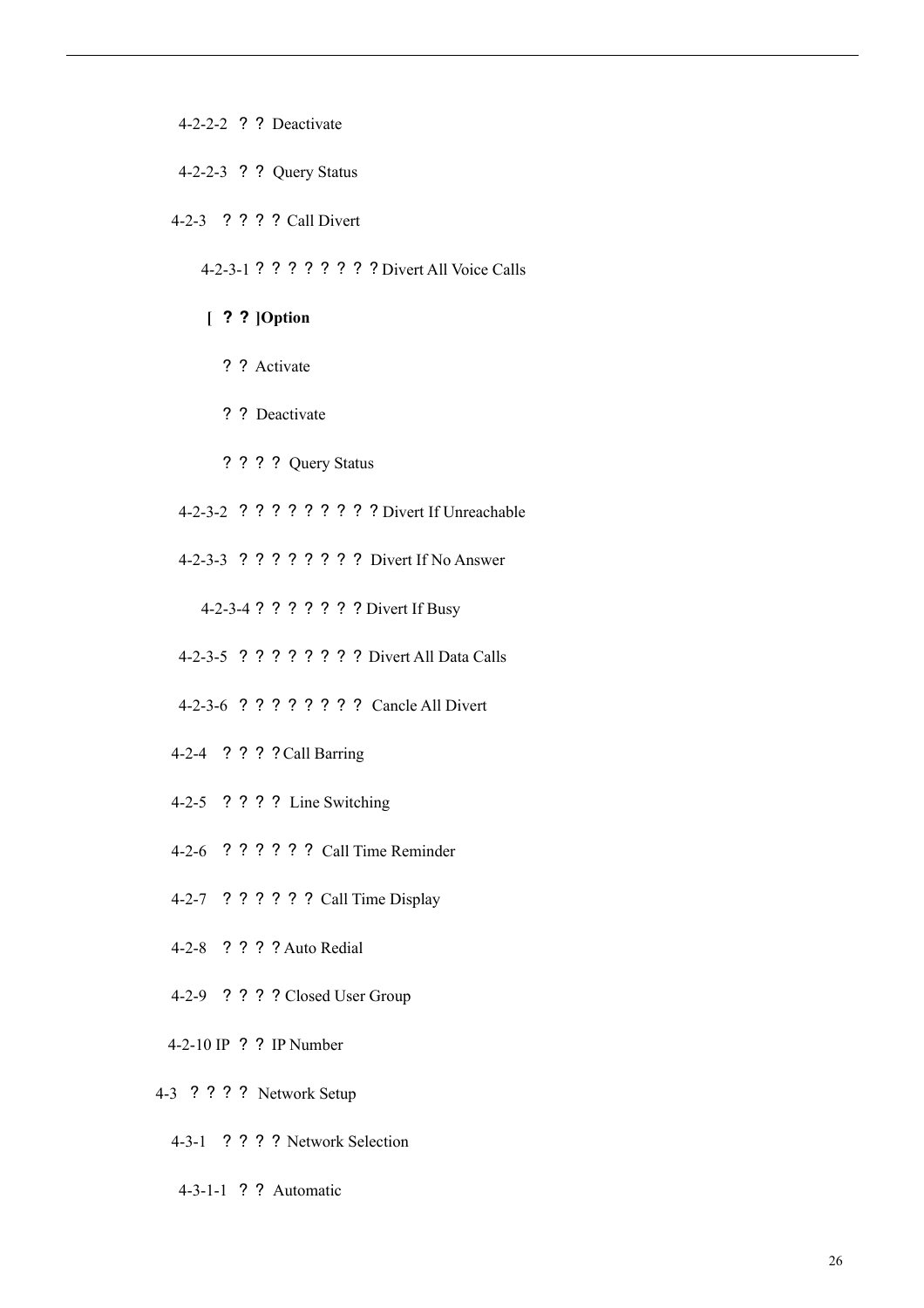4-2-2-2 ？？ Deactivate

4-2-2-3 ？？ Query Status

4-2-3 ？？？？ Call Divert

4-2-3-1 ？？？？？？？？ Divert All Voice Calls

**[ ？？]Option**

？？ Activate

？？ Deactivate

？？？？ Query Status

4-2-3-2 ？？？？？？？？？ Divert If Unreachable

4-2-3-3 ？？？？？？？？ Divert If No Answer

4-2-3-4 ？？？？？？？ Divert If Busy

4-2-3-5 ？？？？？？？？ Divert All Data Calls

4-2-3-6 ？？？？？？？？ Cancle All Divert

4-2-4 ？？？？ Call Barring

4-2-5 ？？？？ Line Switching

4-2-6 ？？？？？？ Call Time Reminder

4-2-7 ？？？？？？ Call Time Display

4-2-8 ？？？？ Auto Redial

4-2-9 ？？？？ Closed User Group

4-2-10 IP ？？ IP Number

4-3 ？？？？ Network Setup

4-3-1 ？？？？ Network Selection

4-3-1-1 ？？ Automatic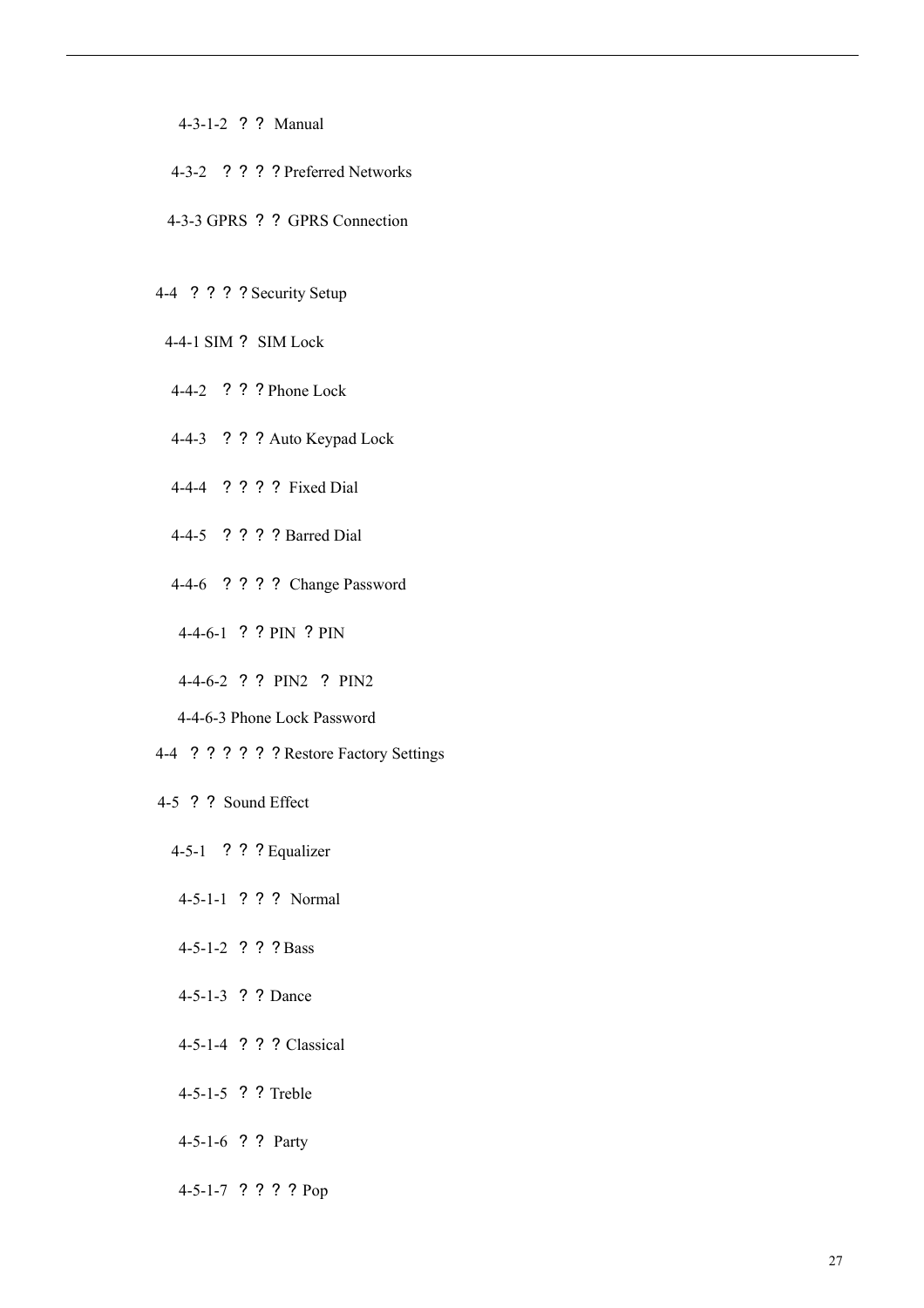4-3-1-2 ？？ Manual

4-3-2 ？？？？Preferred Networks

4-3-3 GPRS ？？ GPRS Connection

4-4 ？？？？Security Setup

4-4-1 SIM ？ SIM Lock

4-4-2 ？？？Phone Lock

4-4-3 ？？？Auto Keypad Lock

4-4-4 ？？？？ Fixed Dial

4-4-5 ？？？？Barred Dial

4-4-6 ？？？？ Change Password

4-4-6-1 ？？PIN ？PIN

4-4-6-2 ？？ PIN2 ？ PIN2

4-4-6-3 Phone Lock Password

4-4 ？？？？？？Restore Factory Settings

4-5 ？？ Sound Effect

4-5-1 ？？？Equalizer

4-5-1-1 ？？？ Normal

4-5-1-2 ？？？Bass

4-5-1-3 ？？ Dance

4-5-1-4 ？？？Classical

4-5-1-5 ？？ Treble

4-5-1-6 ？？ Party

4-5-1-7 ？？？？Pop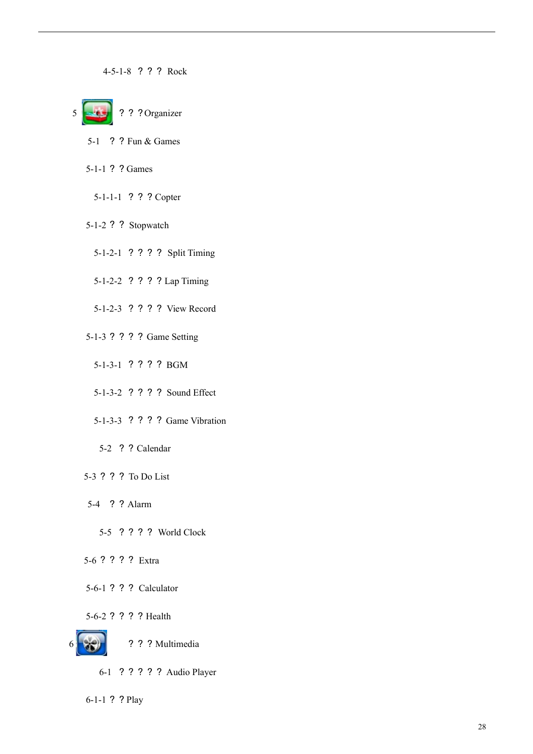4-5-1-8 ？？？ Rock

5 ？？？Organizer

5-1 ？？Fun & Games

5-1-1 ？？Games

5-1-1-1 ？？？Copter

5-1-2 ？？ Stopwatch

5-1-2-1 ？？？？ Split Timing

5-1-2-2 ？？？？Lap Timing

5-1-2-3 ？？？？ View Record

5-1-3 ？？？？Game Setting

5-1-3-1 ？？？？ BGM

5-1-3-2 ？？？？ Sound Effect

5-1-3-3 ？？？？ Game Vibration

5-2 ？？Calendar

5-3 ？？？ To Do List

5-4 ？？Alarm

5-5 ？？？？ World Clock

5-6 ？？？？ Extra

5-6-1 ？？？ Calculator

5-6-2 ？？？？Health

6 ？？？Multimedia

6-1 ？？？？？ Audio Player

6-1-1 ？？Play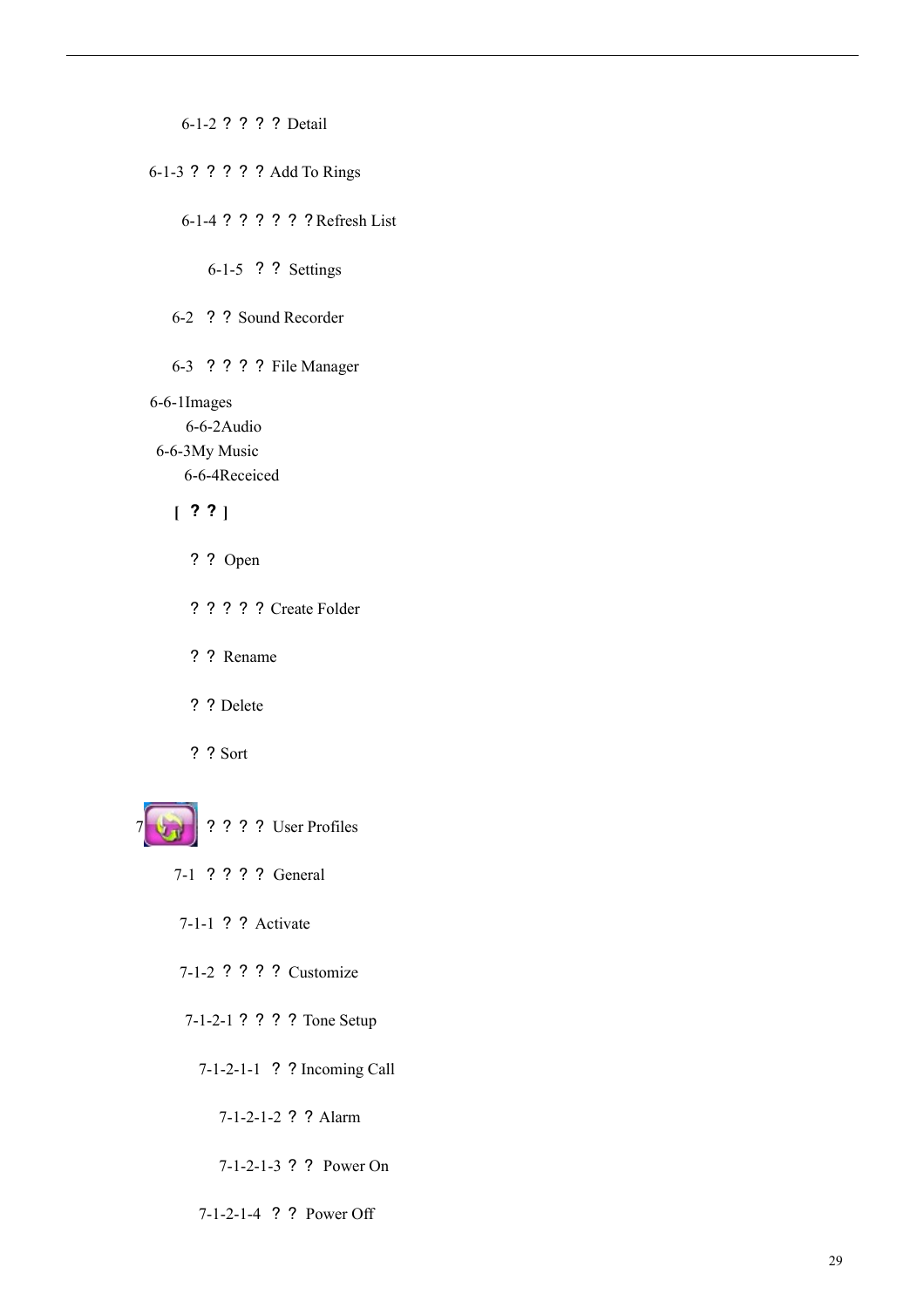6-1-2 ？？？？ Detail

6-1-3 ？？？？？ Add To Rings

6-1-4 ？？？？？？Refresh List

6-1-5 ？？ Settings

6-2 ？？ Sound Recorder

6-3 ？？？？ File Manager

6-6-1Images

6-6-2Audio

6-6-3My Music

6-6-4Receiced

**[ ？？ ]**

？？ Open

？？？？？ Create Folder

？？ Rename

？？ Delete

？？ Sort

7 ？？？？ User Profiles

7-1 ？？？？ General

7-1-1 ？？ Activate

7-1-2 ？？？？ Customize

7-1-2-1 ？？？？ Tone Setup

7-1-2-1-1 ？？ Incoming Call

7-1-2-1-2 ？？ Alarm

7-1-2-1-3 ？？ Power On

7-1-2-1-4 ？？ Power Off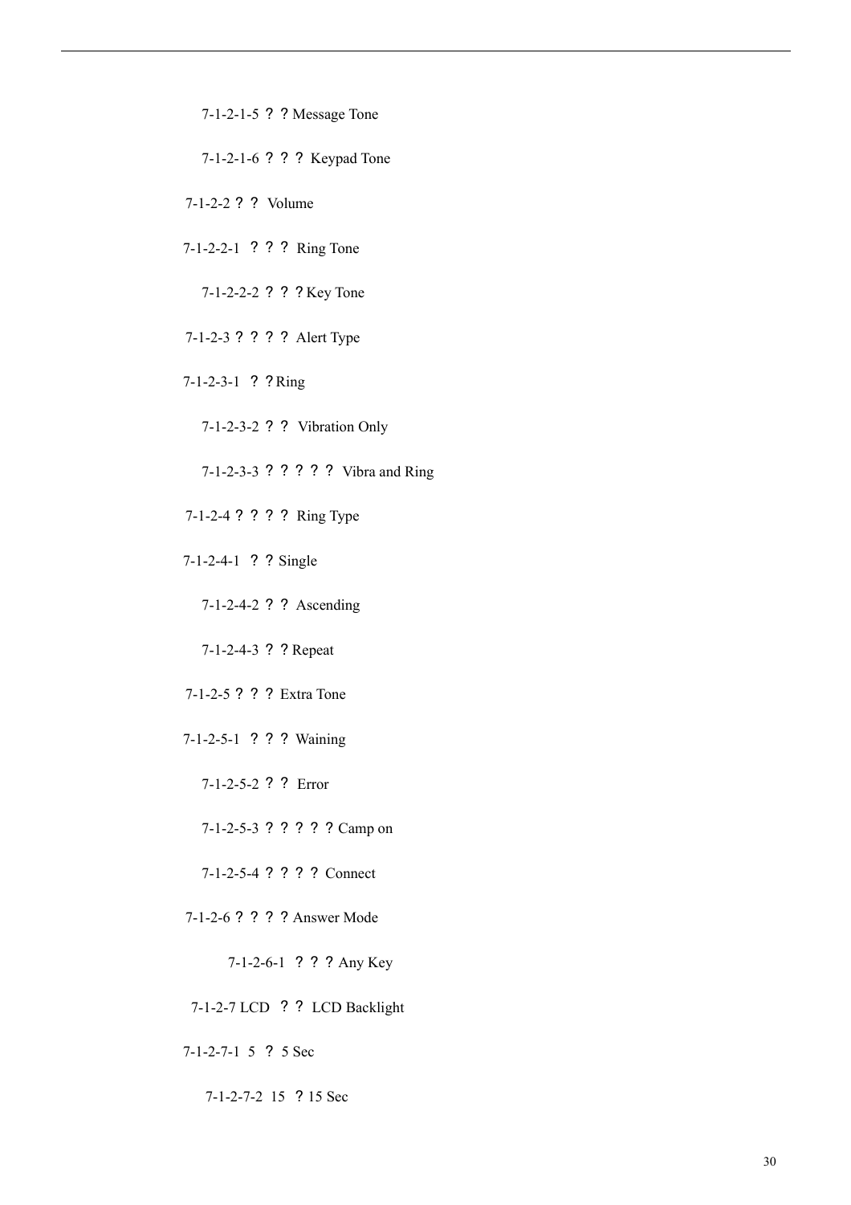7-1-2-1-5 ？？Message Tone

7-1-2-1-6 ？？？ Keypad Tone

7-1-2-2 ？？ Volume

7-1-2-2-1 ？？？ Ring Tone

7-1-2-2-2 ？？？Key Tone

7-1-2-3 ？？？？ Alert Type

7-1-2-3-1 ？？Ring

7-1-2-3-2 ？？ Vibration Only

7-1-2-3-3 ？？？？？ Vibra and Ring

7-1-2-4 ？？？？ Ring Type

7-1-2-4-1 ？？Single

7-1-2-4-2 ？？ Ascending

7-1-2-4-3 ？？Repeat

7-1-2-5 ？？？ Extra Tone

7-1-2-5-1 ？？？ Waining

7-1-2-5-2 ？？ Error

7-1-2-5-3 ？？？？？Camp on

7-1-2-5-4 ？？？？ Connect

7-1-2-6 ？？？？Answer Mode

7-1-2-6-1 ？？？Any Key

7-1-2-7 LCD ？？ LCD Backlight

7-1-2-7-1 5 ？ 5 Sec

7-1-2-7-2 15 ？15 Sec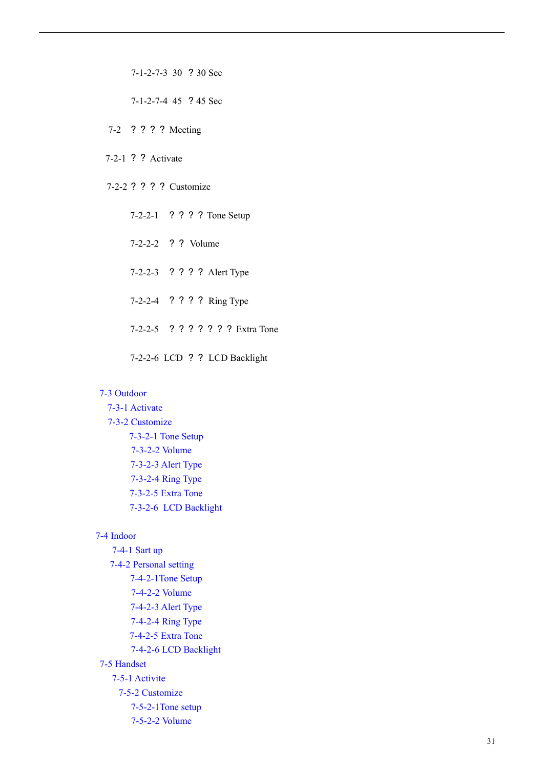7-1-2-7-3 30 ？30 Sec

7-1-2-7-4 45 ？45 Sec

7-2 ？？？？ Meeting

7-2-1 ？？ Activate

7-2-2 ？？？？ Customize

7-2-2-1 ？？？？ Tone Setup

7-2-2-2 ？？ Volume

7-2-2-3 ？？？？ Alert Type

7-2-2-4 ？？？？ Ring Type

7-2-2-5 ？？？？？？？ Extra Tone

7-2-2-6 LCD ？？ LCD Backlight

7-3 Outdoor
- 7-3-1 Activate
- 7-3-2 Customize
  - 7-3-2-1 Tone Setup
  - 7-3-2-2 Volume
  - 7-3-2-3 Alert Type
  - 7-3-2-4 Ring Type
  - 7-3-2-5 Extra Tone
  - 7-3-2-6 LCD Backlight

7-4 Indoor
- 7-4-1 Sart up
- 7-4-2 Personal setting
  - 7-4-2-1Tone Setup
  - 7-4-2-2 Volume
  - 7-4-2-3 Alert Type
  - 7-4-2-4 Ring Type
  - 7-4-2-5 Extra Tone
  - 7-4-2-6 LCD Backlight

7-5 Handset
- 7-5-1 Activite
- 7-5-2 Customize
  - 7-5-2-1Tone setup
  - 7-5-2-2 Volume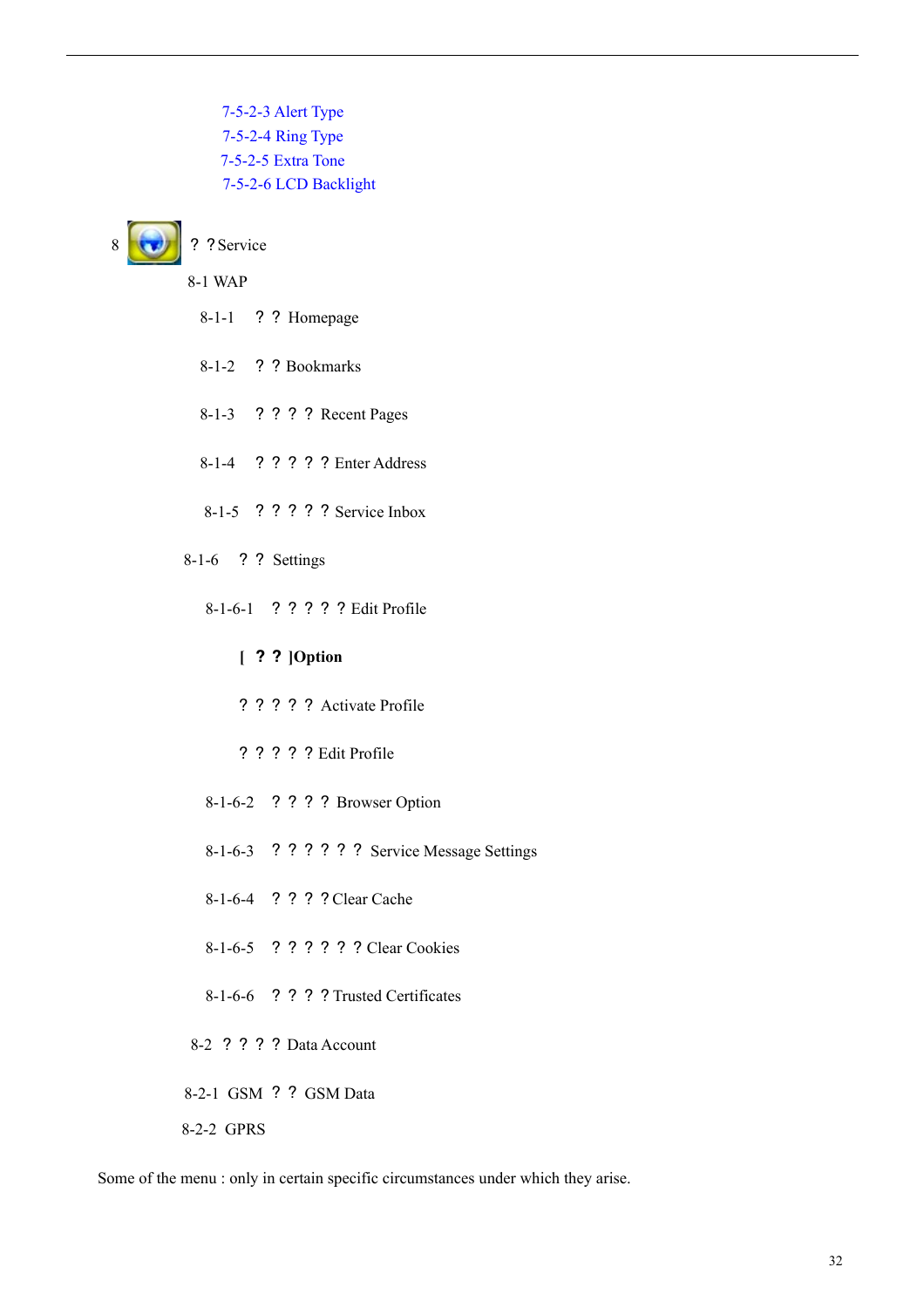7-5-2-3 Alert Type

7-5-2-4 Ring Type

7-5-2-5 Extra Tone

7-5-2-6 LCD Backlight

8 ? ? Service

8-1 WAP

8-1-1 ? ? Homepage

8-1-2 ? ? Bookmarks

8-1-3 ? ? ? ? Recent Pages

8-1-4 ? ? ? ? ? Enter Address

8-1-5 ? ? ? ? ? Service Inbox

8-1-6 ? ? Settings

8-1-6-1 ? ? ? ? ? Edit Profile

**[ ? ? ]Option**

? ? ? ? ? Activate Profile

? ? ? ? ? Edit Profile

8-1-6-2 ? ? ? ? Browser Option

8-1-6-3 ? ? ? ? ? ? Service Message Settings

8-1-6-4 ? ? ? ? Clear Cache

8-1-6-5 ? ? ? ? ? ? Clear Cookies

8-1-6-6 ? ? ? ? Trusted Certificates

8-2 ? ? ? ? Data Account

8-2-1 GSM ? ? GSM Data

8-2-2 GPRS

Some of the menu : only in certain specific circumstances under which they arise.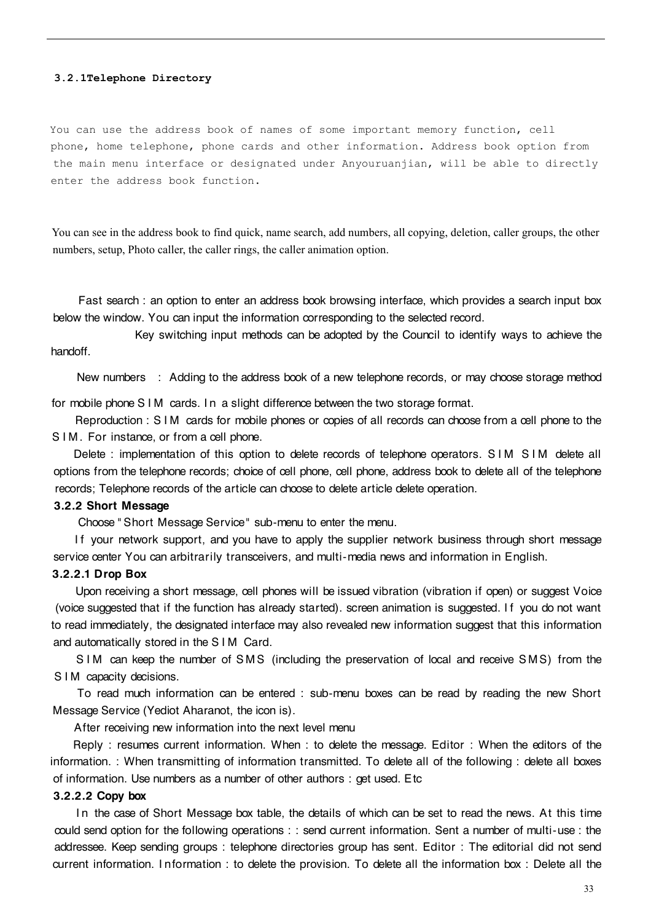### 3.2.1Telephone Directory

You can use the address book of names of some important memory function, cell phone, home telephone, phone cards and other information. Address book option from the main menu interface or designated under Anyouruanjian, will be able to directly enter the address book function.

You can see in the address book to find quick, name search, add numbers, all copying, deletion, caller groups, the other numbers, setup, Photo caller, the caller rings, the caller animation option.

Fast search : an option to enter an address book browsing interface, which provides a search input box below the window. You can input the information corresponding to the selected record.

Key switching input methods can be adopted by the Council to identify ways to achieve the handoff.

New numbers : Adding to the address book of a new telephone records, or may choose storage method for mobile phone SIM cards. In a slight difference between the two storage format.

Reproduction : SIM cards for mobile phones or copies of all records can choose from a cell phone to the SIM. For instance, or from a cell phone.

Delete : implementation of this option to delete records of telephone operators. SIM SIM delete all options from the telephone records; choice of cell phone, cell phone, address book to delete all of the telephone records; Telephone records of the article can choose to delete article delete operation.

### 3.2.2 Short Message

Choose "Short Message Service" sub-menu to enter the menu.

If your network support, and you have to apply the supplier network business through short message service center You can arbitrarily transceivers, and multi-media news and information in English.

#### 3.2.2.1 Drop Box

Upon receiving a short message, cell phones will be issued vibration (vibration if open) or suggest Voice (voice suggested that if the function has already started). screen animation is suggested. If you do not want to read immediately, the designated interface may also revealed new information suggest that this information and automatically stored in the SIM Card.

SIM can keep the number of SMS (including the preservation of local and receive SMS) from the SIM capacity decisions.

To read much information can be entered : sub-menu boxes can be read by reading the new Short Message Service (Yediot Aharanot, the icon is).

After receiving new information into the next level menu

Reply : resumes current information. When : to delete the message. Editor : When the editors of the information. : When transmitting of information transmitted. To delete all of the following : delete all boxes of information. Use numbers as a number of other authors : get used. Etc

#### 3.2.2.2 Copy box

In the case of Short Message box table, the details of which can be set to read the news. At this time could send option for the following operations : : send current information. Sent a number of multi-use : the addressee. Keep sending groups : telephone directories group has sent. Editor : The editorial did not send current information. Information : to delete the provision. To delete all the information box : Delete all the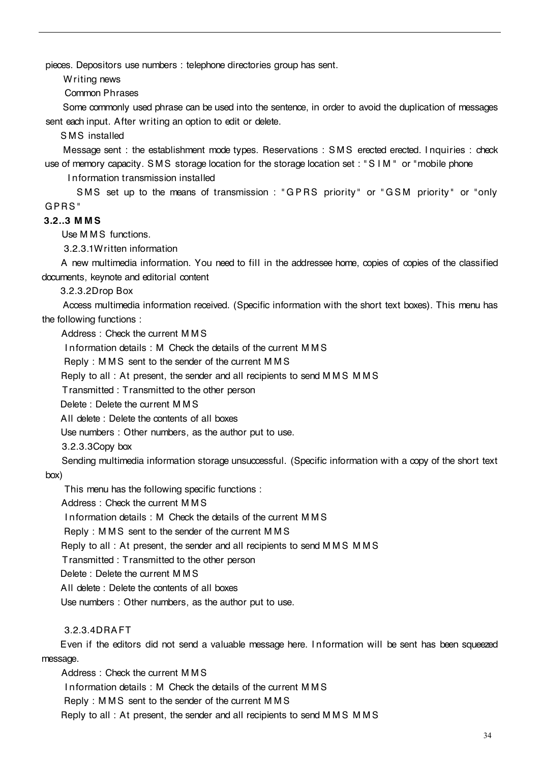pieces. Depositors use numbers : telephone directories group has sent.

Writing news

Common Phrases

Some commonly used phrase can be used into the sentence, in order to avoid the duplication of messages sent each input. After writing an option to edit or delete.

SMS installed

Message sent : the establishment mode types. Reservations : SMS erected erected. Inquiries : check use of memory capacity. SMS storage location for the storage location set : "SIM" or "mobile phone

Information transmission installed

SMS set up to the means of transmission : "GPRS priority" or "GSM priority" or "only GPRS"

**3.2..3 MMS**

Use MMS functions.

3.2.3.1Written information

A new multimedia information. You need to fill in the addressee home, copies of copies of the classified documents, keynote and editorial content

3.2.3.2Drop Box

Access multimedia information received. (Specific information with the short text boxes). This menu has the following functions :

Address : Check the current MMS

Information details : M Check the details of the current MMS

Reply : MMS sent to the sender of the current MMS

Reply to all : At present, the sender and all recipients to send MMS MMS

Transmitted : Transmitted to the other person

Delete : Delete the current MMS

All delete : Delete the contents of all boxes

Use numbers : Other numbers, as the author put to use.

3.2.3.3Copy box

Sending multimedia information storage unsuccessful. (Specific information with a copy of the short text box)

This menu has the following specific functions :

Address : Check the current MMS

Information details : M Check the details of the current MMS

Reply : MMS sent to the sender of the current MMS

Reply to all : At present, the sender and all recipients to send MMS MMS

Transmitted : Transmitted to the other person

Delete : Delete the current MMS

All delete : Delete the contents of all boxes

Use numbers : Other numbers, as the author put to use.

3.2.3.4DRAFT

Even if the editors did not send a valuable message here. Information will be sent has been squeezed message.

Address : Check the current MMS

Information details : M Check the details of the current MMS

Reply : MMS sent to the sender of the current MMS

Reply to all : At present, the sender and all recipients to send MMS MMS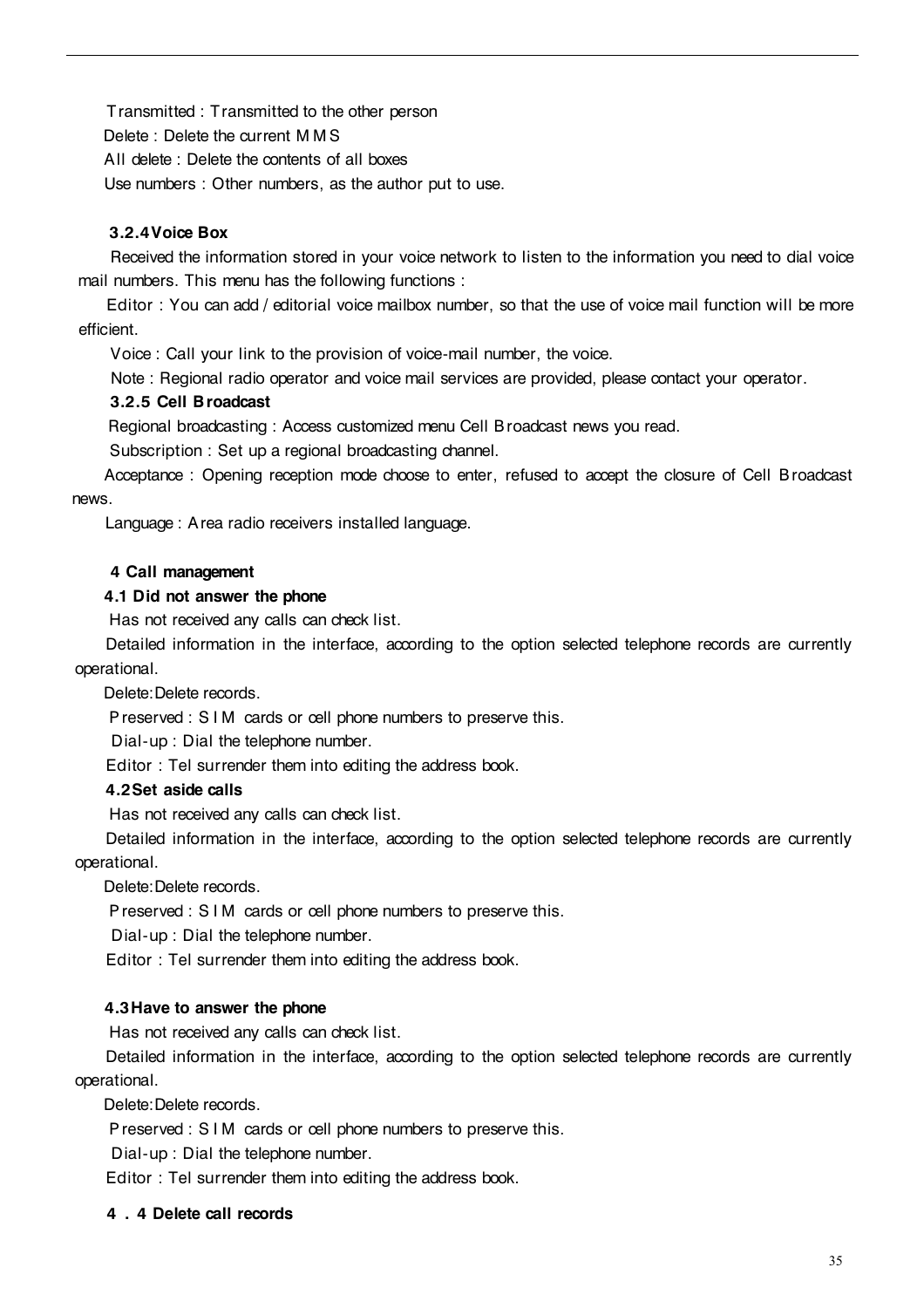Transmitted : Transmitted to the other person

Delete : Delete the current MMS

All delete : Delete the contents of all boxes

Use numbers : Other numbers, as the author put to use.

**3.2.4 Voice Box**

Received the information stored in your voice network to listen to the information you need to dial voice mail numbers. This menu has the following functions :

Editor : You can add / editorial voice mailbox number, so that the use of voice mail function will be more efficient.

Voice : Call your link to the provision of voice-mail number, the voice.

Note : Regional radio operator and voice mail services are provided, please contact your operator.

**3.2.5 Cell Broadcast**

Regional broadcasting : Access customized menu Cell Broadcast news you read.

Subscription : Set up a regional broadcasting channel.

Acceptance : Opening reception mode choose to enter, refused to accept the closure of Cell Broadcast news.

Language : Area radio receivers installed language.

**4 Call management**

**4.1 Did not answer the phone**

Has not received any calls can check list.

Detailed information in the interface, according to the option selected telephone records are currently operational.

Delete:Delete records.

Preserved : SIM cards or cell phone numbers to preserve this.

Dial-up : Dial the telephone number.

Editor : Tel surrender them into editing the address book.

**4.2 Set aside calls**

Has not received any calls can check list.

Detailed information in the interface, according to the option selected telephone records are currently operational.

Delete:Delete records.

Preserved : SIM cards or cell phone numbers to preserve this.

Dial-up : Dial the telephone number.

Editor : Tel surrender them into editing the address book.

**4.3 Have to answer the phone**

Has not received any calls can check list.

Detailed information in the interface, according to the option selected telephone records are currently operational.

Delete:Delete records.

Preserved : SIM cards or cell phone numbers to preserve this.

Dial-up : Dial the telephone number.

Editor : Tel surrender them into editing the address book.

**4．4 Delete call records**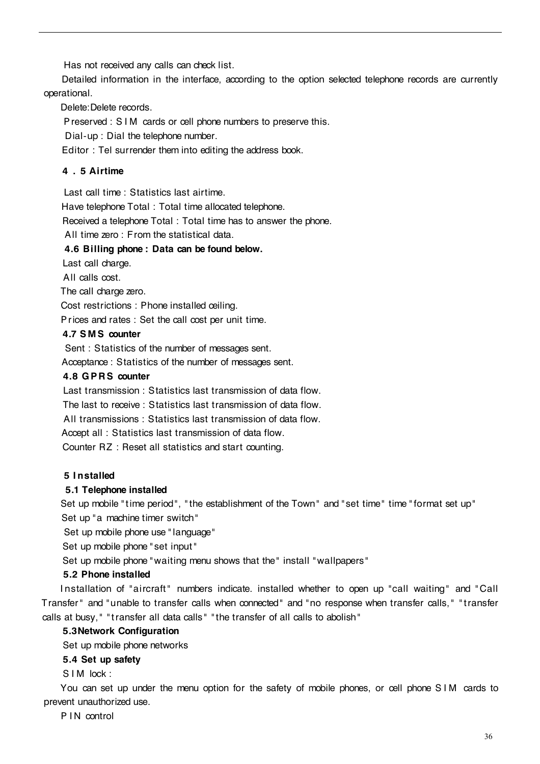Has not received any calls can check list.

Detailed information in the interface, according to the option selected telephone records are currently operational.

Delete:Delete records.

Preserved : SIM cards or cell phone numbers to preserve this.

Dial-up : Dial the telephone number.

Editor : Tel surrender them into editing the address book.

**4 . 5 Airtime**

Last call time : Statistics last airtime.

Have telephone Total : Total time allocated telephone.

Received a telephone Total : Total time has to answer the phone.

All time zero : From the statistical data.

**4.6 Billing phone : Data can be found below.**

Last call charge.

All calls cost.

The call charge zero.

Cost restrictions : Phone installed ceiling.

Prices and rates : Set the call cost per unit time.

**4.7 SMS counter**

Sent : Statistics of the number of messages sent.

Acceptance : Statistics of the number of messages sent.

**4.8 GPRS counter**

Last transmission : Statistics last transmission of data flow.

The last to receive : Statistics last transmission of data flow.

All transmissions : Statistics last transmission of data flow.

Accept all : Statistics last transmission of data flow.

Counter RZ : Reset all statistics and start counting.

**5 Installed**

**5.1 Telephone installed**

Set up mobile "time period", "the establishment of the Town" and "set time" time "format set up"

Set up "a machine timer switch"

Set up mobile phone use "language"

Set up mobile phone "set input"

Set up mobile phone "waiting menu shows that the" install "wallpapers"

**5.2 Phone installed**

Installation of "aircraft" numbers indicate. installed whether to open up "call waiting" and "Call Transfer" and "unable to transfer calls when connected" and "no response when transfer calls," "transfer calls at busy," "transfer all data calls" "the transfer of all calls to abolish"

**5.3Network Configuration**

Set up mobile phone networks

**5.4 Set up safety**

SIM lock :

You can set up under the menu option for the safety of mobile phones, or cell phone SIM cards to prevent unauthorized use.

PIN control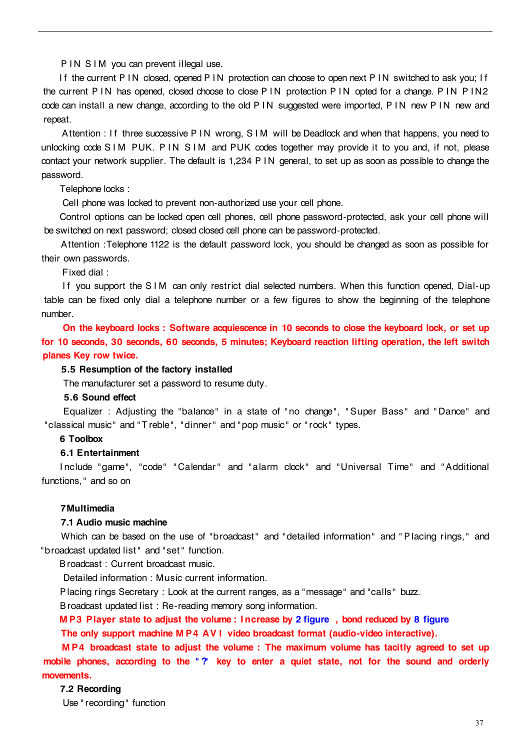PIN SIM you can prevent illegal use.

If the current PIN closed, opened PIN protection can choose to open next PIN switched to ask you; If the current PIN has opened, closed choose to close PIN protection PIN opted for a change. PIN PIN2 code can install a new change, according to the old PIN suggested were imported, PIN new PIN new and repeat.

Attention : If three successive PIN wrong, SIM will be Deadlock and when that happens, you need to unlocking code SIM PUK. PIN SIM and PUK codes together may provide it to you and, if not, please contact your network supplier. The default is 1,234 PIN general, to set up as soon as possible to change the password.

Telephone locks :

Cell phone was locked to prevent non-authorized use your cell phone.

Control options can be locked open cell phones, cell phone password-protected, ask your cell phone will be switched on next password; closed closed cell phone can be password-protected.

Attention :Telephone 1122 is the default password lock, you should be changed as soon as possible for their own passwords.

Fixed dial :

If you support the SIM can only restrict dial selected numbers. When this function opened, Dial-up table can be fixed only dial a telephone number or a few figures to show the beginning of the telephone number.

**On the keyboard locks : Software acquiescence in 10 seconds to close the keyboard lock, or set up for 10 seconds, 30 seconds, 60 seconds, 5 minutes; Keyboard reaction lifting operation, the left switch planes Key row twice.**

**5.5 Resumption of the factory installed**

The manufacturer set a password to resume duty.

**5.6 Sound effect**

Equalizer : Adjusting the "balance" in a state of "no change", "Super Bass" and "Dance" and "classical music" and "Treble", "dinner" and "pop music" or "rock" types.

**6 Toolbox**

**6.1 Entertainment**

Include "game", "code" "Calendar" and "alarm clock" and "Universal Time" and "Additional functions," and so on

**7Multimedia**

**7.1 Audio music machine**

Which can be based on the use of "broadcast" and "detailed information" and "Placing rings," and "broadcast updated list" and "set" function.

Broadcast : Current broadcast music.

Detailed information : Music current information.

Placing rings Secretary : Look at the current ranges, as a "message" and "calls" buzz.

Broadcast updated list : Re-reading memory song information.

**MP3 Player state to adjust the volume : Increase by 2 figure , bond reduced by 8 figure**

**The only support machine MP4 AVI video broadcast format (audio-video interactive).**

**MP4 broadcast state to adjust the volume : The maximum volume has tacitly agreed to set up mobile phones, according to the "?' key to enter a quiet state, not for the sound and orderly movements.**

**7.2 Recording**

Use "recording" function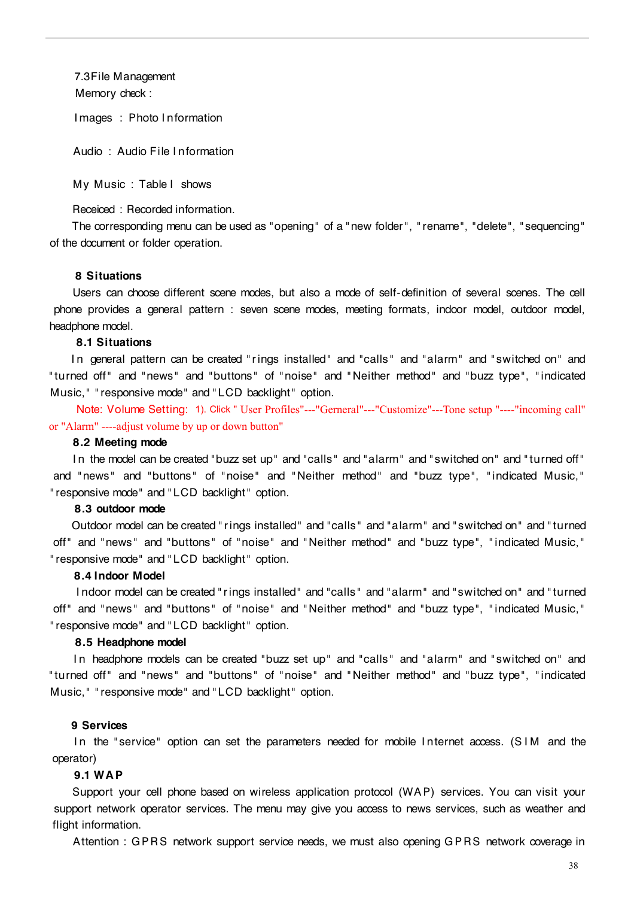7.3File Management

Memory check :

Images : Photo Information

Audio : Audio File Information

My Music : Table I shows

Receiced : Recorded information.

The corresponding menu can be used as "opening" of a "new folder", "rename", "delete", "sequencing" of the document or folder operation.

## 8 Situations

Users can choose different scene modes, but also a mode of self-definition of several scenes. The cell phone provides a general pattern : seven scene modes, meeting formats, indoor model, outdoor model, headphone model.

### 8.1 Situations

In general pattern can be created "rings installed" and "calls" and "alarm" and "switched on" and "turned off" and "news" and "buttons" of "noise" and "Neither method" and "buzz type", "indicated Music," "responsive mode" and "LCD backlight" option.

Note: Volume Setting: 1). Click " User Profiles"---"Gerneral"---"Customize"---Tone setup "----"incoming call" or "Alarm" ----adjust volume by up or down button"

### 8.2 Meeting mode

In the model can be created "buzz set up" and "calls" and "alarm" and "switched on" and "turned off" and "news" and "buttons" of "noise" and "Neither method" and "buzz type", "indicated Music," "responsive mode" and "LCD backlight" option.

### 8.3 outdoor mode

Outdoor model can be created "rings installed" and "calls" and "alarm" and "switched on" and "turned off" and "news" and "buttons" of "noise" and "Neither method" and "buzz type", "indicated Music," "responsive mode" and "LCD backlight" option.

### 8.4 Indoor Model

Indoor model can be created "rings installed" and "calls" and "alarm" and "switched on" and "turned off" and "news" and "buttons" of "noise" and "Neither method" and "buzz type", "indicated Music," "responsive mode" and "LCD backlight" option.

### 8.5 Headphone model

In headphone models can be created "buzz set up" and "calls" and "alarm" and "switched on" and "turned off" and "news" and "buttons" of "noise" and "Neither method" and "buzz type", "indicated Music," "responsive mode" and "LCD backlight" option.

## 9 Services

In the "service" option can set the parameters needed for mobile Internet access. (SIM and the operator)

### 9.1 WAP

Support your cell phone based on wireless application protocol (WAP) services. You can visit your support network operator services. The menu may give you access to news services, such as weather and flight information.

Attention : GPRS network support service needs, we must also opening GPRS network coverage in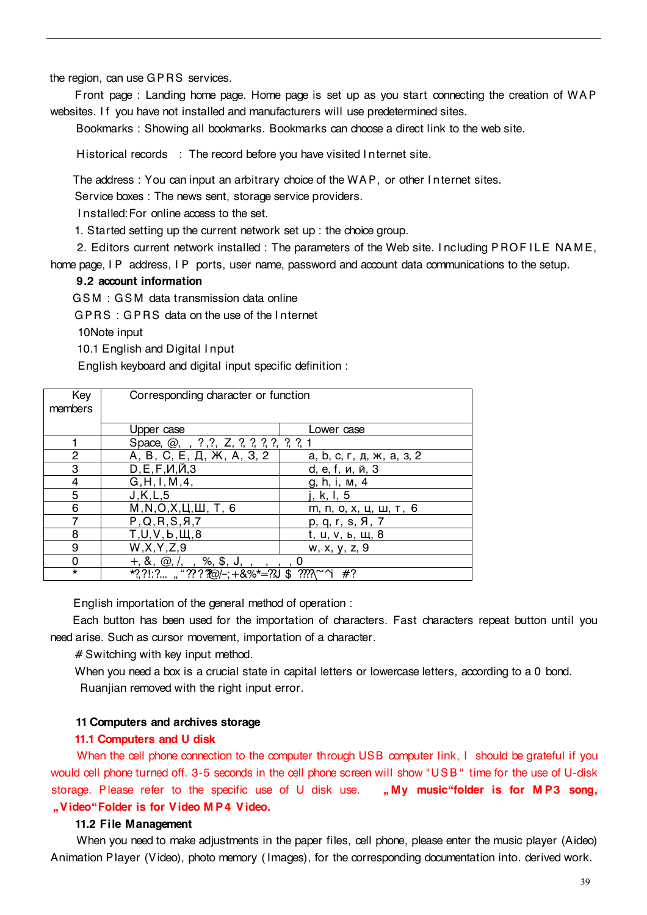the region, can use GPRS services.

Front page : Landing home page. Home page is set up as you start connecting the creation of WAP websites. If you have not installed and manufacturers will use predetermined sites.

Bookmarks : Showing all bookmarks. Bookmarks can choose a direct link to the web site.

Historical records : The record before you have visited Internet site.

The address : You can input an arbitrary choice of the WAP, or other Internet sites.

Service boxes : The news sent, storage service providers.

Installed:For online access to the set.

1. Started setting up the current network set up : the choice group.

2. Editors current network installed : The parameters of the Web site. Including PROFILE NAME, home page, IP address, IP ports, user name, password and account data communications to the setup.

**9.2 account information**

GSM : GSM data transmission data online

GPRS : GPRS data on the use of the Internet

10Note input

10.1 English and Digital Input

English keyboard and digital input specific definition :

| Key members | Corresponding character or function | |
|---|---|---|
| | Upper case | Lower case |
| 1 | Space, @, , ?,?, Z, ?, ?, ?, ?, ?, ?, 1 | |
| 2 | A, B, C, E, Д, Ж, A, З, 2 | a, b, c, г, д, ж, a, з, 2 |
| 3 | D,E,F,И,Й,3 | d, e, f, и, й, 3 |
| 4 | G,H,I,M,4, | g, h, i, м, 4 |
| 5 | J,K,L,5 | j, k, l, 5 |
| 6 | M,N,O,X,Ц,Ш, T, 6 | m, n, o, x, ц, ш, т, 6 |
| 7 | P,Q,R,S,Я,7 | p, q, r, s, Я, 7 |
| 8 | T,U,V,Ь,Щ,8 | t, u, v, ь, щ, 8 |
| 9 | W,X,Y,Z,9 | w, x, y, z, 9 |
| 0 | +, &, @, /, , %, $, J, , , , , 0 | |
| * | *?,?!:?... „"?? ??@/-;+&%*=??J $ ???\~^i #? | |

English importation of the general method of operation :

Each button has been used for the importation of characters. Fast characters repeat button until you need arise. Such as cursor movement, importation of a character.

# Switching with key input method.

When you need a box is a crucial state in capital letters or lowercase letters, according to a 0 bond.

Ruanjian removed with the right input error.

**11 Computers and archives storage**

**11.1 Computers and U disk**

When the cell phone connection to the computer through USB computer link, I should be grateful if you would cell phone turned off. 3-5 seconds in the cell phone screen will show "USB" time for the use of U-disk storage. Please refer to the specific use of U disk use. **„My music"folder is for MP3 song, „Video"Folder is for Video MP4 Video.**

**11.2 File Management**

When you need to make adjustments in the paper files, cell phone, please enter the music player (Aideo) Animation Player (Video), photo memory (Images), for the corresponding documentation into. derived work.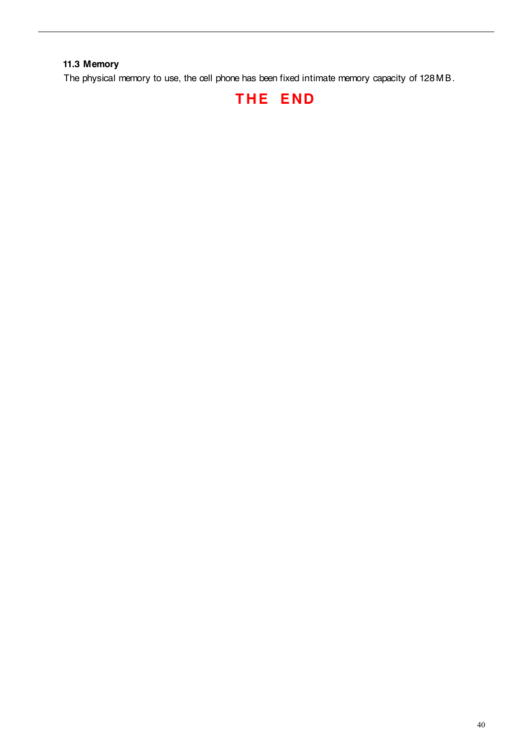### 11.3 Memory

The physical memory to use, the cell phone has been fixed intimate memory capacity of 128MB.

**THE END**